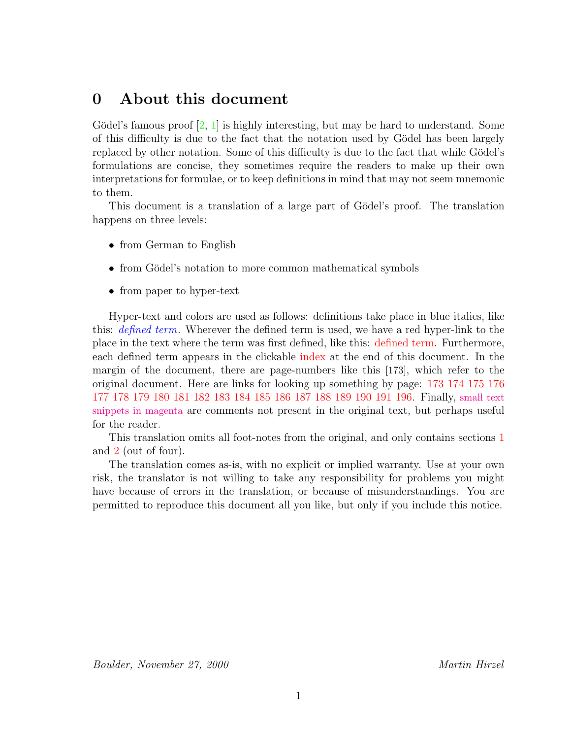# 0 About this document

Gödel's famous proof [2, 1] is highly interesting, but may be hard to understand. Some of this difficulty is due to the fact that the notation used by Gödel has been largely replaced by other notation. Some of this difficulty is due to the fact that while Gödel's formulations are concise, they sometimes require the readers to make up their own interpretations for formulae, or to keep definitions in mind that may not seem mnemonic to them.

This document is a translation of a large part of Gödel's proof. The translation happens on three levels:

- from German to English
- from Gödel's notation to more common mathematical symbols
- from paper to hyper-text

Hyper-text and colors are used as follows: definitions take place in blue italics, like this: *defined term*. Wherever the defined term is used, we have a red hyper-link to the place in the text where the term was first defined, like this: defined term. Furthermore, each defined term appears in the clickable index at the end of this document. In the margin of the document, there are page-numbers like this [173], which refer to the original document. Here are links for looking up something by page: 173 174 175 176 177 178 179 180 181 182 183 184 185 186 187 188 189 190 191 196. Finally, small text snippets in magenta are comments not present in the original text, but perhaps useful for the reader.

This translation omits all foot-notes from the original, and only contains sections 1 and 2 (out of four).

The translation comes as-is, with no explicit or implied warranty. Use at your own risk, the translator is not willing to take any responsibility for problems you might have because of errors in the translation, or because of misunderstandings. You are permitted to reproduce this document all you like, but only if you include this notice.

*Boulder, November 27, 2000* *Martin Hirzel*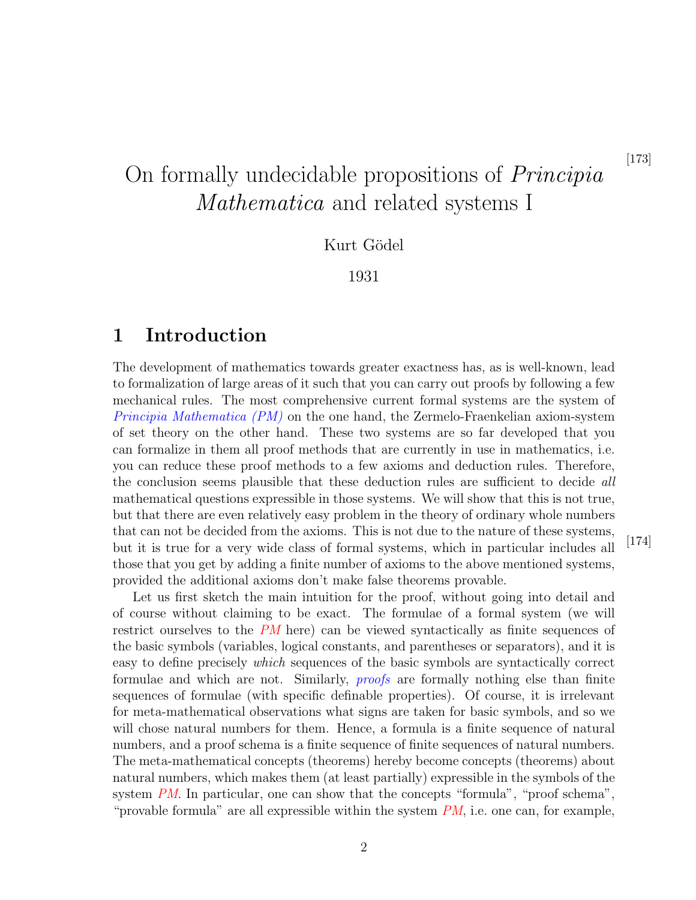[173]

# On formally undecidable propositions of *Principia Mathematica* and related systems I

Kurt Gödel

1931

## 1 Introduction

The development of mathematics towards greater exactness has, as is well-known, lead to formalization of large areas of it such that you can carry out proofs by following a few mechanical rules. The most comprehensive current formal systems are the system of *Principia Mathematica (PM)* on the one hand, the Zermelo-Fraenkelian axiom-system of set theory on the other hand. These two systems are so far developed that you can formalize in them all proof methods that are currently in use in mathematics, i.e. you can reduce these proof methods to a few axioms and deduction rules. Therefore, the conclusion seems plausible that these deduction rules are sufficient to decide *all* mathematical questions expressible in those systems. We will show that this is not true, but that there are even relatively easy problem in the theory of ordinary whole numbers that can not be decided from the axioms. This is not due to the nature of these systems, but it is true for a very wide class of formal systems, which in particular includes all those that you get by adding a finite number of axioms to the above mentioned systems, provided the additional axioms don't make false theorems provable. [174]

Let us first sketch the main intuition for the proof, without going into detail and of course without claiming to be exact. The formulae of a formal system (we will restrict ourselves to the *PM* here) can be viewed syntactically as finite sequences of the basic symbols (variables, logical constants, and parentheses or separators), and it is easy to define precisely *which* sequences of the basic symbols are syntactically correct formulae and which are not. Similarly, *proofs* are formally nothing else than finite sequences of formulae (with specific definable properties). Of course, it is irrelevant for meta-mathematical observations what signs are taken for basic symbols, and so we will chose natural numbers for them. Hence, a formula is a finite sequence of natural numbers, and a proof schema is a finite sequence of finite sequences of natural numbers. The meta-mathematical concepts (theorems) hereby become concepts (theorems) about natural numbers, which makes them (at least partially) expressible in the symbols of the system *PM*. In particular, one can show that the concepts "formula", "proof schema", "provable formula" are all expressible within the system *PM*, i.e. one can, for example,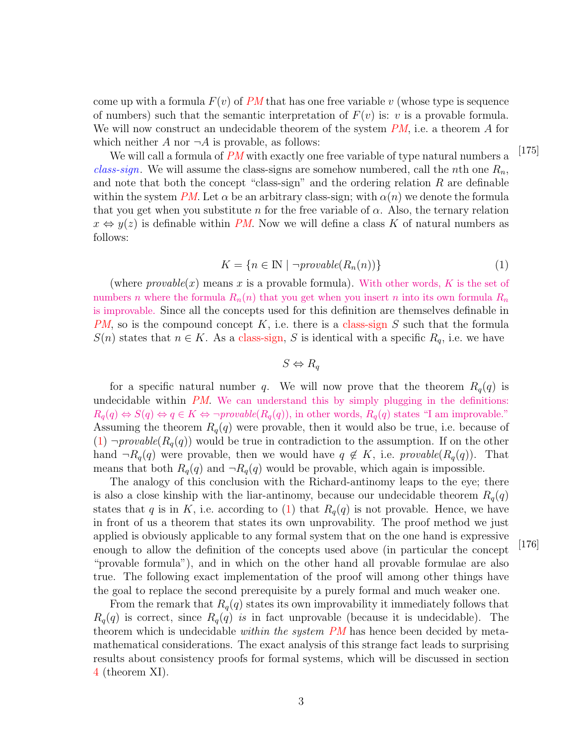come up with a formula $F(v)$ of *PM* that has one free variable $v$ (whose type is sequence of numbers) such that the semantic interpretation of $F(v)$ is: $v$ is a provable formula. We will now construct an undecidable theorem of the system *PM*, i.e. a theorem $A$ for which neither $A$ nor $\neg A$ is provable, as follows:

[175]

We will call a formula of *PM* with exactly one free variable of type natural numbers a *class-sign*. We will assume the class-signs are somehow numbered, call the $n$th one $R_n$, and note that both the concept "class-sign" and the ordering relation $R$ are definable within the system *PM*. Let $\alpha$ be an arbitrary class-sign; with $\alpha(n)$ we denote the formula that you get when you substitute $n$ for the free variable of $\alpha$. Also, the ternary relation $x \Leftrightarrow y(z)$ is definable within *PM*. Now we will define a class $K$ of natural numbers as follows:

$$K = \{n \in \mathbb{N} \mid \neg \mathit{provable}(R_n(n))\} \tag{1}$$

(where $\mathit{provable}(x)$ means $x$ is a provable formula). With other words, $K$ is the set of numbers $n$ where the formula $R_n(n)$ that you get when you insert $n$ into its own formula $R_n$ is improvable. Since all the concepts used for this definition are themselves definable in *PM*, so is the compound concept $K$, i.e. there is a class-sign $S$ such that the formula $S(n)$ states that $n \in K$. As a class-sign, $S$ is identical with a specific $R_q$, i.e. we have

$$S \Leftrightarrow R_q$$

for a specific natural number $q$. We will now prove that the theorem $R_q(q)$ is undecidable within *PM*. We can understand this by simply plugging in the definitions: $R_q(q) \Leftrightarrow S(q) \Leftrightarrow q \in K \Leftrightarrow \neg \mathit{provable}(R_q(q))$, in other words, $R_q(q)$ states "I am improvable." Assuming the theorem $R_q(q)$ were provable, then it would also be true, i.e. because of (1) $\neg \mathit{provable}(R_q(q))$ would be true in contradiction to the assumption. If on the other hand $\neg R_q(q)$ were provable, then we would have $q \notin K$, i.e. $\mathit{provable}(R_q(q))$. That means that both $R_q(q)$ and $\neg R_q(q)$ would be provable, which again is impossible.

The analogy of this conclusion with the Richard-antinomy leaps to the eye; there is also a close kinship with the liar-antinomy, because our undecidable theorem $R_q(q)$ states that $q$ is in $K$, i.e. according to (1) that $R_q(q)$ is not provable. Hence, we have in front of us a theorem that states its own unprovability. The proof method we just applied is obviously applicable to any formal system that on the one hand is expressive enough to allow the definition of the concepts used above (in particular the concept "provable formula"), and in which on the other hand all provable formulae are also true. The following exact implementation of the proof will among other things have the goal to replace the second prerequisite by a purely formal and much weaker one.

[176]

From the remark that $R_q(q)$ states its own improvability it immediately follows that $R_q(q)$ is correct, since $R_q(q)$ *is* in fact unprovable (because it is undecidable). The theorem which is undecidable *within the system PM* has hence been decided by metamathematical considerations. The exact analysis of this strange fact leads to surprising results about consistency proofs for formal systems, which will be discussed in section 4 (theorem XI).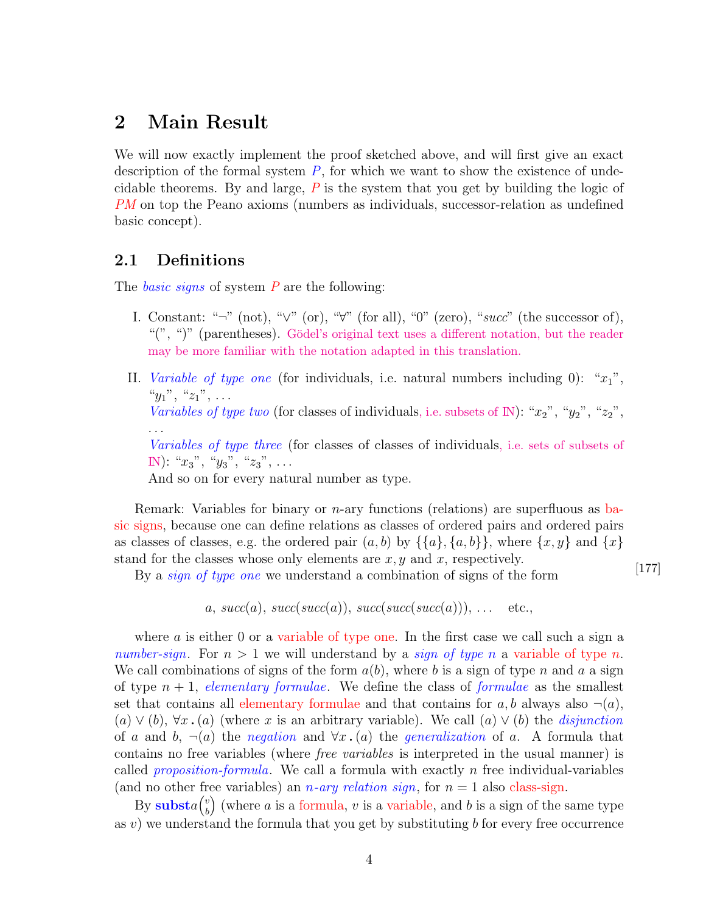## 2 Main Result

We will now exactly implement the proof sketched above, and will first give an exact description of the formal system *P*, for which we want to show the existence of undecidable theorems. By and large, *P* is the system that you get by building the logic of *PM* on top the Peano axioms (numbers as individuals, successor-relation as undefined basic concept).

### 2.1 Definitions

The *basic signs* of system *P* are the following:

I. Constant: "¬" (not), "∨" (or), "∀" (for all), "0" (zero), "*succ*" (the successor of), "(", ")" (parentheses). Gödel's original text uses a different notation, but the reader may be more familiar with the notation adapted in this translation.

II. *Variable of type one* (for individuals, i.e. natural numbers including 0): "$x_1$", "$y_1$", "$z_1$", ...
*Variables of type two* (for classes of individuals, i.e. subsets of $\mathbb{N}$): "$x_2$", "$y_2$", "$z_2$", ...
*Variables of type three* (for classes of classes of individuals, i.e. sets of subsets of $\mathbb{N}$): "$x_3$", "$y_3$", "$z_3$", ...
And so on for every natural number as type.

Remark: Variables for binary or *n*-ary functions (relations) are superfluous as basic signs, because one can define relations as classes of ordered pairs and ordered pairs as classes of classes, e.g. the ordered pair $(a, b)$ by $\{\{a\}, \{a, b\}\}$, where $\{x, y\}$ and $\{x\}$ stand for the classes whose only elements are $x, y$ and $x$, respectively. [177]

By a *sign of type one* we understand a combination of signs of the form

$$a,\ succ(a),\ succ(succ(a)),\ succ(succ(succ(a))),\ \ldots \quad \text{etc.},$$

where $a$ is either 0 or a variable of type one. In the first case we call such a sign a *number-sign*. For $n > 1$ we will understand by a *sign of type n* a variable of type *n*. We call combinations of signs of the form $a(b)$, where $b$ is a sign of type $n$ and $a$ a sign of type $n+1$, *elementary formulae*. We define the class of *formulae* as the smallest set that contains all elementary formulae and that contains for $a, b$ always also $\neg(a)$, $(a) \vee (b)$, $\forall x\,.\,(a)$ (where $x$ is an arbitrary variable). We call $(a) \vee (b)$ the *disjunction* of $a$ and $b$, $\neg(a)$ the *negation* and $\forall x\,.\,(a)$ the *generalization* of $a$. A formula that contains no free variables (where *free variables* is interpreted in the usual manner) is called *proposition-formula*. We call a formula with exactly $n$ free individual-variables (and no other free variables) an *n-ary relation sign*, for $n = 1$ also class-sign.

By **subst**$a\binom{v}{b}$ (where $a$ is a formula, $v$ is a variable, and $b$ is a sign of the same type as $v$) we understand the formula that you get by substituting $b$ for every free occurrence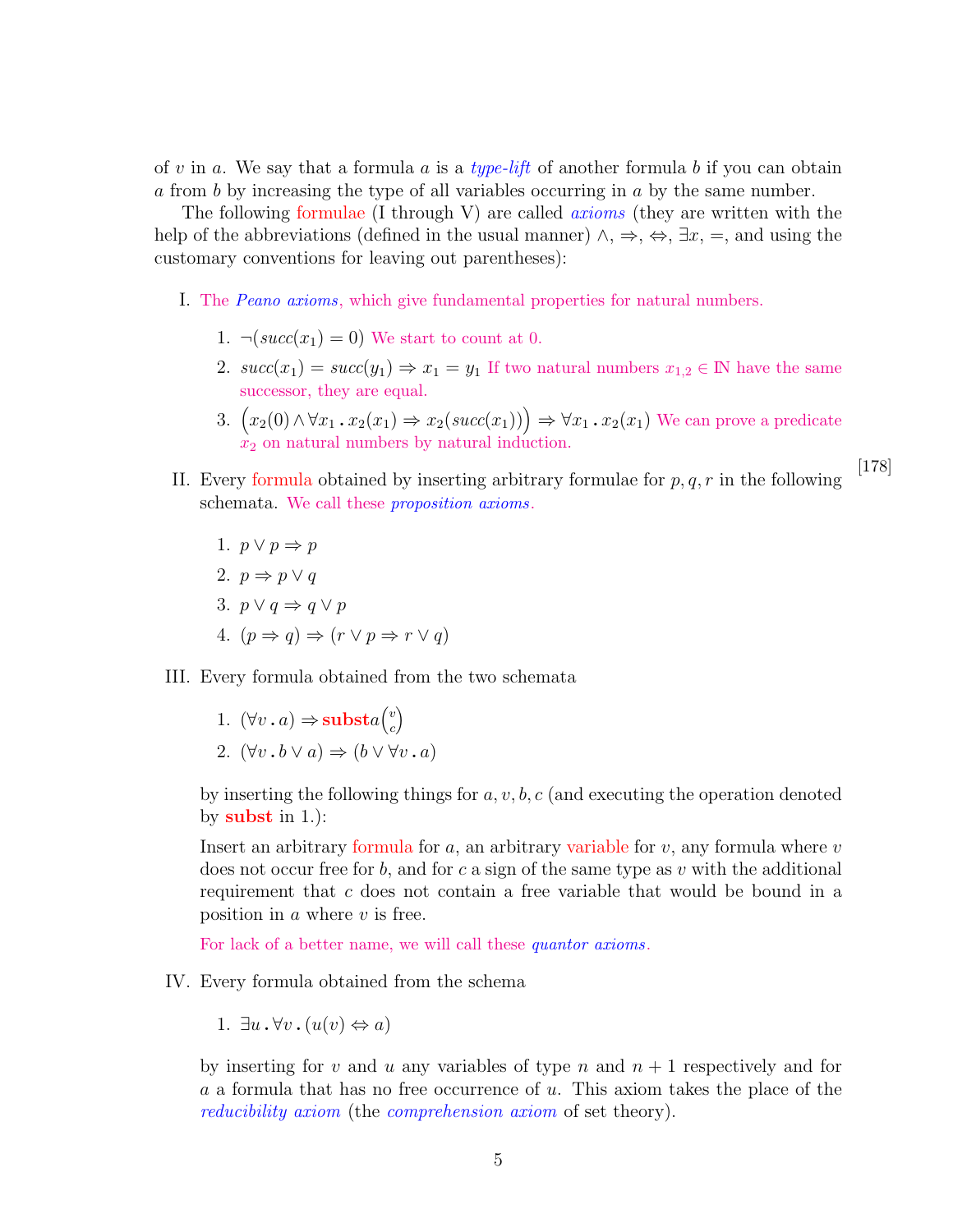of $v$ in $a$. We say that a formula $a$ is a *type-lift* of another formula $b$ if you can obtain $a$ from $b$ by increasing the type of all variables occurring in $a$ by the same number.

The following formulae (I through V) are called *axioms* (they are written with the help of the abbreviations (defined in the usual manner) $\wedge$, $\Rightarrow$, $\Leftrightarrow$, $\exists x$, $=$, and using the customary conventions for leaving out parentheses):

I. The *Peano axioms*, which give fundamental properties for natural numbers.

   1. $\neg(succ(x_1) = 0)$ We start to count at 0.
   2. $succ(x_1) = succ(y_1) \Rightarrow x_1 = y_1$ If two natural numbers $x_{1,2} \in \mathbb{N}$ have the same successor, they are equal.
   3. $\big(x_2(0) \wedge \forall x_1 \,.\, x_2(x_1) \Rightarrow x_2(succ(x_1))\big) \Rightarrow \forall x_1 \,.\, x_2(x_1)$ We can prove a predicate $x_2$ on natural numbers by natural induction.

[178]

II. Every formula obtained by inserting arbitrary formulae for $p, q, r$ in the following schemata. We call these *proposition axioms*.

   1. $p \vee p \Rightarrow p$
   2. $p \Rightarrow p \vee q$
   3. $p \vee q \Rightarrow q \vee p$
   4. $(p \Rightarrow q) \Rightarrow (r \vee p \Rightarrow r \vee q)$

III. Every formula obtained from the two schemata

   1. $(\forall v \,.\, a) \Rightarrow$ **subst**$a\binom{v}{c}$
   2. $(\forall v \,.\, b \vee a) \Rightarrow (b \vee \forall v \,.\, a)$

   by inserting the following things for $a, v, b, c$ (and executing the operation denoted by **subst** in 1.):

   Insert an arbitrary formula for $a$, an arbitrary variable for $v$, any formula where $v$ does not occur free for $b$, and for $c$ a sign of the same type as $v$ with the additional requirement that $c$ does not contain a free variable that would be bound in a position in $a$ where $v$ is free.

   For lack of a better name, we will call these *quantor axioms*.

IV. Every formula obtained from the schema

   1. $\exists u \,.\, \forall v \,.\, (u(v) \Leftrightarrow a)$

   by inserting for $v$ and $u$ any variables of type $n$ and $n+1$ respectively and for $a$ a formula that has no free occurrence of $u$. This axiom takes the place of the *reducibility axiom* (the *comprehension axiom* of set theory).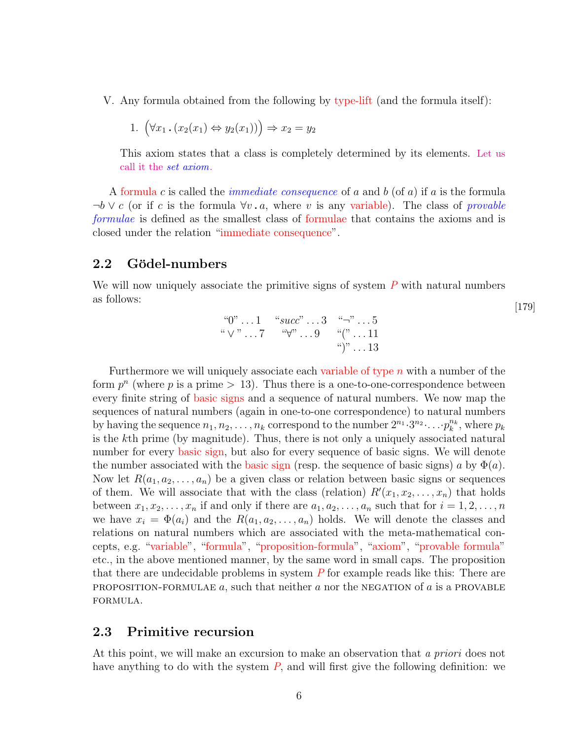V. Any formula obtained from the following by type-lift (and the formula itself):

   1. $\big(\forall x_1 \,.\, (x_2(x_1) \Leftrightarrow y_2(x_1))\big) \Rightarrow x_2 = y_2$

   This axiom states that a class is completely determined by its elements. Let us call it the *set axiom*.

A formula $c$ is called the *immediate consequence* of $a$ and $b$ (of $a$) if $a$ is the formula $\neg b \vee c$ (or if $c$ is the formula $\forall v \,.\, a$, where $v$ is any variable). The class of *provable formulae* is defined as the smallest class of formulae that contains the axioms and is closed under the relation "immediate consequence".

## 2.2 Gödel-numbers

We will now uniquely associate the primitive signs of system $P$ with natural numbers as follows: [179]

$$
\begin{array}{ccc}
\text{“}0\text{”} \ldots 1 & \text{“}succ\text{”} \ldots 3 & \text{“}\neg\text{”} \ldots 5 \\
\text{“}\vee\text{”} \ldots 7 & \text{“}\forall\text{”} \ldots 9 & \text{“}(\text{”} \ldots 11 \\
 & & \text{“})\text{”} \ldots 13
\end{array}
$$

Furthermore we will uniquely associate each variable of type $n$ with a number of the form $p^n$ (where $p$ is a prime $> 13$). Thus there is a one-to-one-correspondence between every finite string of basic signs and a sequence of natural numbers. We now map the sequences of natural numbers (again in one-to-one correspondence) to natural numbers by having the sequence $n_1, n_2, \ldots, n_k$ correspond to the number $2^{n_1} \cdot 3^{n_2} \cdot \ldots \cdot p_k^{n_k}$, where $p_k$ is the $k$th prime (by magnitude). Thus, there is not only a uniquely associated natural number for every basic sign, but also for every sequence of basic signs. We will denote the number associated with the basic sign (resp. the sequence of basic signs) $a$ by $\Phi(a)$. Now let $R(a_1, a_2, \ldots, a_n)$ be a given class or relation between basic signs or sequences of them. We will associate that with the class (relation) $R'(x_1, x_2, \ldots, x_n)$ that holds between $x_1, x_2, \ldots, x_n$ if and only if there are $a_1, a_2, \ldots, a_n$ such that for $i = 1, 2, \ldots, n$ we have $x_i = \Phi(a_i)$ and the $R(a_1, a_2, \ldots, a_n)$ holds. We will denote the classes and relations on natural numbers which are associated with the meta-mathematical concepts, e.g. "variable", "formula", "proposition-formula", "axiom", "provable formula" etc., in the above mentioned manner, by the same word in small caps. The proposition that there are undecidable problems in system $P$ for example reads like this: There are PROPOSITION-FORMULAE $a$, such that neither $a$ nor the NEGATION of $a$ is a PROVABLE FORMULA.

## 2.3 Primitive recursion

At this point, we will make an excursion to make an observation that *a priori* does not have anything to do with the system $P$, and will first give the following definition: we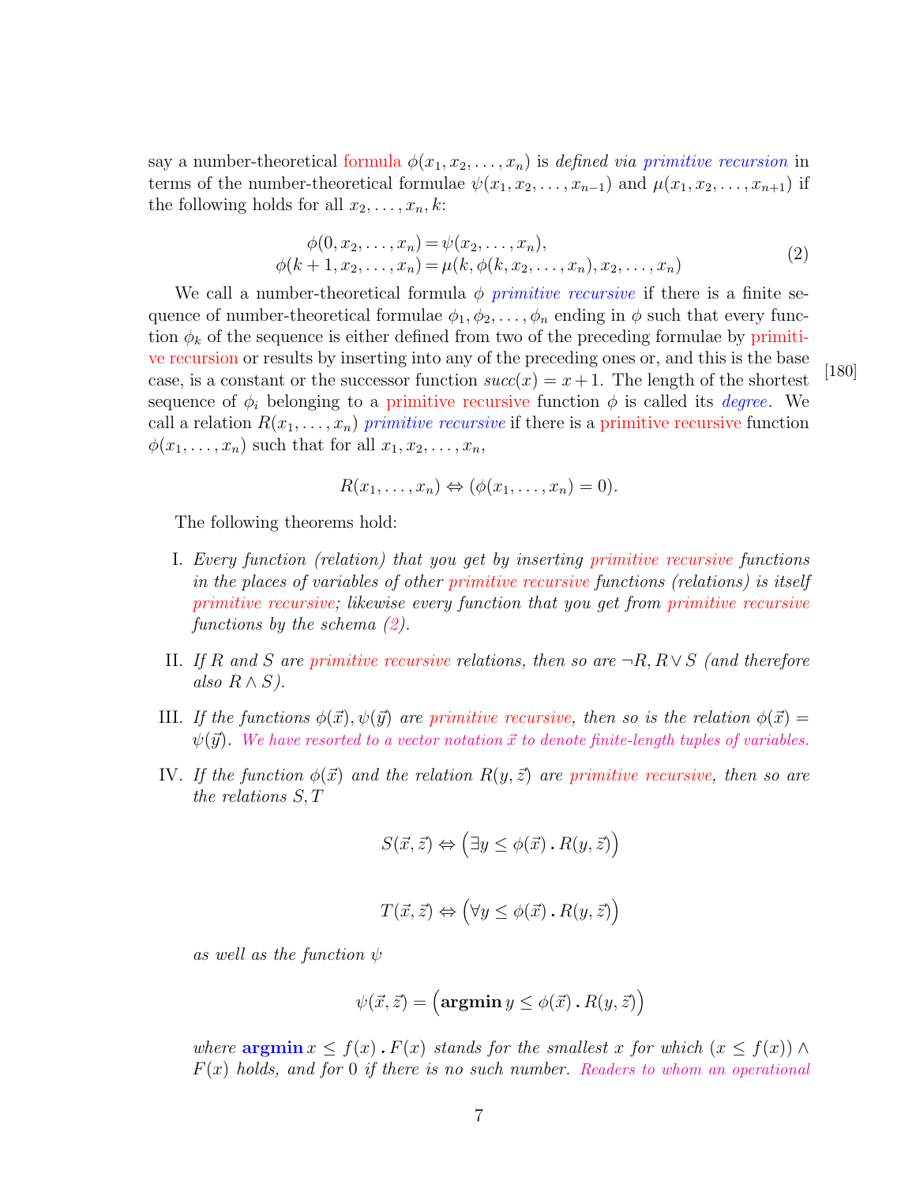say a number-theoretical formula $\phi(x_1, x_2, \ldots, x_n)$ is *defined via primitive recursion* in terms of the number-theoretical formulae $\psi(x_1, x_2, \ldots, x_{n-1})$ and $\mu(x_1, x_2, \ldots, x_{n+1})$ if the following holds for all $x_2, \ldots, x_n, k$:

$$\begin{aligned} \phi(0, x_2, \ldots, x_n) &= \psi(x_2, \ldots, x_n), \\ \phi(k+1, x_2, \ldots, x_n) &= \mu(k, \phi(k, x_2, \ldots, x_n), x_2, \ldots, x_n) \end{aligned} \tag{2}$$

We call a number-theoretical formula $\phi$ *primitive recursive* if there is a finite sequence of number-theoretical formulae $\phi_1, \phi_2, \ldots, \phi_n$ ending in $\phi$ such that every function $\phi_k$ of the sequence is either defined from two of the preceding formulae by primitive recursion or results by inserting into any of the preceding ones or, and this is the base case, is a constant or the successor function $succ(x) = x + 1$. The length of the shortest sequence of $\phi_i$ belonging to a primitive recursive function $\phi$ is called its *degree*. We call a relation $R(x_1, \ldots, x_n)$ *primitive recursive* if there is a primitive recursive function $\phi(x_1, \ldots, x_n)$ such that for all $x_1, x_2, \ldots, x_n$, [180]

$$R(x_1, \ldots, x_n) \Leftrightarrow (\phi(x_1, \ldots, x_n) = 0).$$

The following theorems hold:

I. *Every function (relation) that you get by inserting primitive recursive functions in the places of variables of other primitive recursive functions (relations) is itself primitive recursive; likewise every function that you get from primitive recursive functions by the schema (2).*

II. *If $R$ and $S$ are primitive recursive relations, then so are $\neg R, R \vee S$ (and therefore also $R \wedge S$).*

III. *If the functions $\phi(\vec{x}), \psi(\vec{y})$ are primitive recursive, then so is the relation $\phi(\vec{x}) = \psi(\vec{y})$. We have resorted to a vector notation $\vec{x}$ to denote finite-length tuples of variables.*

IV. *If the function $\phi(\vec{x})$ and the relation $R(y, \vec{z})$ are primitive recursive, then so are the relations $S, T$*

$$S(\vec{x}, \vec{z}) \Leftrightarrow \left(\exists y \leq \phi(\vec{x}) \,.\, R(y, \vec{z})\right)$$

$$T(\vec{x}, \vec{z}) \Leftrightarrow \left(\forall y \leq \phi(\vec{x}) \,.\, R(y, \vec{z})\right)$$

*as well as the function $\psi$*

$$\psi(\vec{x}, \vec{z}) = \left(\mathbf{argmin}\, y \leq \phi(\vec{x}) \,.\, R(y, \vec{z})\right)$$

*where* **argmin** *$x \leq f(x) \,.\, F(x)$ stands for the smallest $x$ for which $(x \leq f(x)) \wedge F(x)$ holds, and for $0$ if there is no such number. Readers to whom an operational*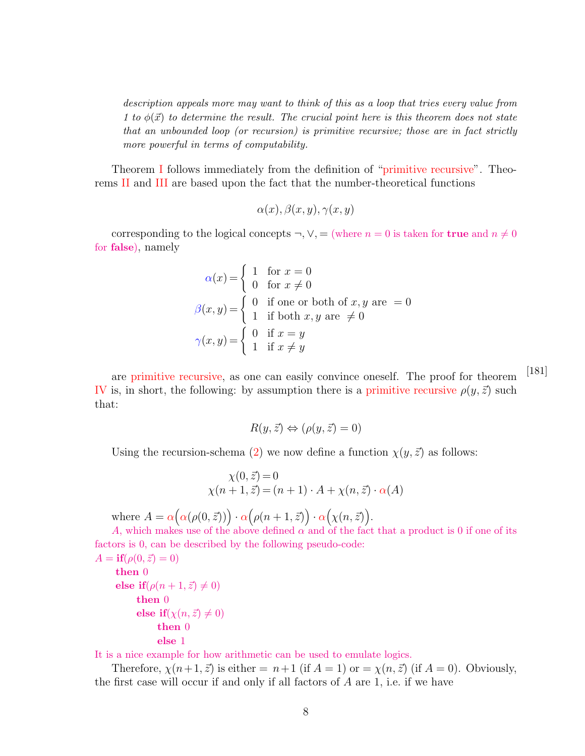*description appeals more may want to think of this as a loop that tries every value from 1 to $\phi(\vec{x})$ to determine the result. The crucial point here is this theorem does not state that an unbounded loop (or recursion) is primitive recursive; those are in fact strictly more powerful in terms of computability.*

Theorem I follows immediately from the definition of "primitive recursive". Theorems II and III are based upon the fact that the number-theoretical functions

$$\alpha(x), \beta(x, y), \gamma(x, y)$$

corresponding to the logical concepts $\neg, \vee, =$ (where $n = 0$ is taken for **true** and $n \neq 0$ for **false**), namely

$$\alpha(x) = \begin{cases} 1 & \text{for } x = 0 \\ 0 & \text{for } x \neq 0 \end{cases}$$

$$\beta(x, y) = \begin{cases} 0 & \text{if one or both of } x, y \text{ are } = 0 \\ 1 & \text{if both } x, y \text{ are } \neq 0 \end{cases}$$

$$\gamma(x, y) = \begin{cases} 0 & \text{if } x = y \\ 1 & \text{if } x \neq y \end{cases}$$

[181] are primitive recursive, as one can easily convince oneself. The proof for theorem IV is, in short, the following: by assumption there is a primitive recursive $\rho(y, \vec{z})$ such that:

$$R(y, \vec{z}) \Leftrightarrow (\rho(y, \vec{z}) = 0)$$

Using the recursion-schema (2) we now define a function $\chi(y, \vec{z})$ as follows:

$$\chi(0, \vec{z}) = 0$$
$$\chi(n+1, \vec{z}) = (n+1) \cdot A + \chi(n, \vec{z}) \cdot \alpha(A)$$

where $A = \alpha\Big(\alpha(\rho(0, \vec{z}))\Big) \cdot \alpha\Big(\rho(n+1, \vec{z})\Big) \cdot \alpha\Big(\chi(n, \vec{z})\Big)$.

$A$, which makes use of the above defined $\alpha$ and of the fact that a product is 0 if one of its factors is 0, can be described by the following pseudo-code:

```
A = if(ρ(0, z) = 0)
    then 0
    else if(ρ(n+1, z) ≠ 0)
        then 0
        else if(χ(n, z) ≠ 0)
            then 0
            else 1
```

It is a nice example for how arithmetic can be used to emulate logics.

Therefore, $\chi(n+1, \vec{z})$ is either $= n+1$ (if $A = 1$) or $= \chi(n, \vec{z})$ (if $A = 0$). Obviously, the first case will occur if and only if all factors of $A$ are 1, i.e. if we have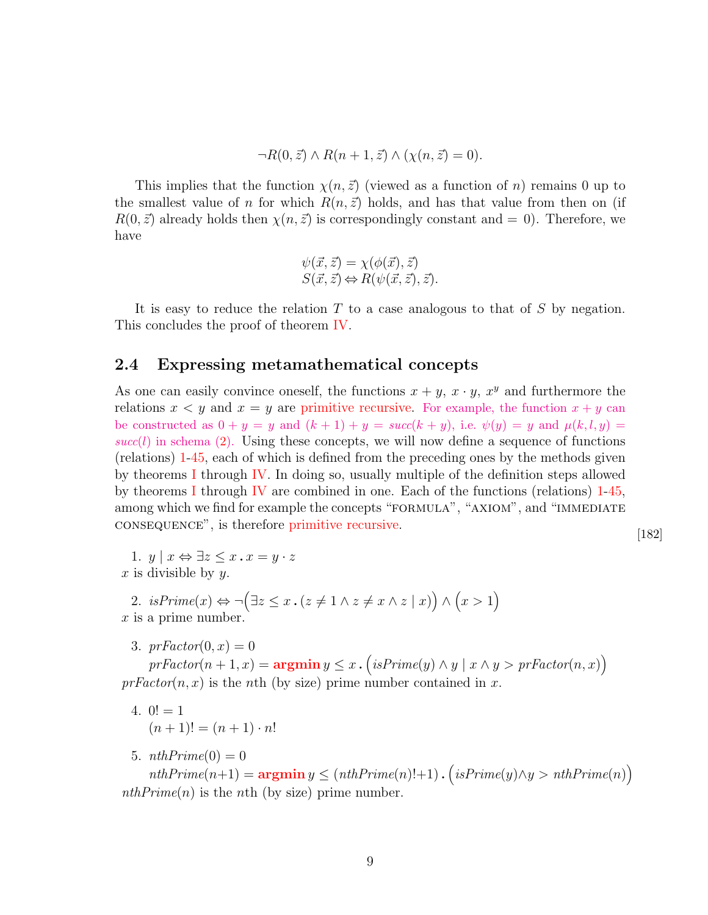$$\neg R(0, \vec{z}) \wedge R(n+1, \vec{z}) \wedge (\chi(n, \vec{z}) = 0).$$

This implies that the function $\chi(n, \vec{z})$ (viewed as a function of $n$) remains 0 up to the smallest value of $n$ for which $R(n, \vec{z})$ holds, and has that value from then on (if $R(0, \vec{z})$ already holds then $\chi(n, \vec{z})$ is correspondingly constant and $= 0$). Therefore, we have

$$\psi(\vec{x}, \vec{z}) = \chi(\phi(\vec{x}), \vec{z})$$
$$S(\vec{x}, \vec{z}) \Leftrightarrow R(\psi(\vec{x}, \vec{z}), \vec{z}).$$

It is easy to reduce the relation $T$ to a case analogous to that of $S$ by negation. This concludes the proof of theorem IV.

## 2.4 Expressing metamathematical concepts

As one can easily convince oneself, the functions $x + y$, $x \cdot y$, $x^y$ and furthermore the relations $x < y$ and $x = y$ are primitive recursive. For example, the function $x + y$ can be constructed as $0 + y = y$ and $(k+1) + y = succ(k+y)$, i.e. $\psi(y) = y$ and $\mu(k, l, y) = succ(l)$ in schema (2). Using these concepts, we will now define a sequence of functions (relations) 1-45, each of which is defined from the preceding ones by the methods given by theorems I through IV. In doing so, usually multiple of the definition steps allowed by theorems I through IV are combined in one. Each of the functions (relations) 1-45, among which we find for example the concepts "FORMULA", "AXIOM", and "IMMEDIATE CONSEQUENCE", is therefore primitive recursive.

[182]

1. $y \mid x \Leftrightarrow \exists z \leq x \,.\, x = y \cdot z$
   
   $x$ is divisible by $y$.

2. $isPrime(x) \Leftrightarrow \neg\Big(\exists z \leq x \,.\, (z \neq 1 \wedge z \neq x \wedge z \mid x)\Big) \wedge \Big(x > 1\Big)$
   
   $x$ is a prime number.

3. $prFactor(0, x) = 0$
   
   $prFactor(n+1, x) = \textbf{argmin}\, y \leq x \,.\, \Big(isPrime(y) \wedge y \mid x \wedge y > prFactor(n, x)\Big)$
   
   $prFactor(n, x)$ is the $n$th (by size) prime number contained in $x$.

4. $0! = 1$
   
   $(n+1)! = (n+1) \cdot n!$

5. $nthPrime(0) = 0$
   
   $nthPrime(n+1) = \textbf{argmin}\, y \leq (nthPrime(n)!+1) \,.\, \Big(isPrime(y) \wedge y > nthPrime(n)\Big)$
   
   $nthPrime(n)$ is the $n$th (by size) prime number.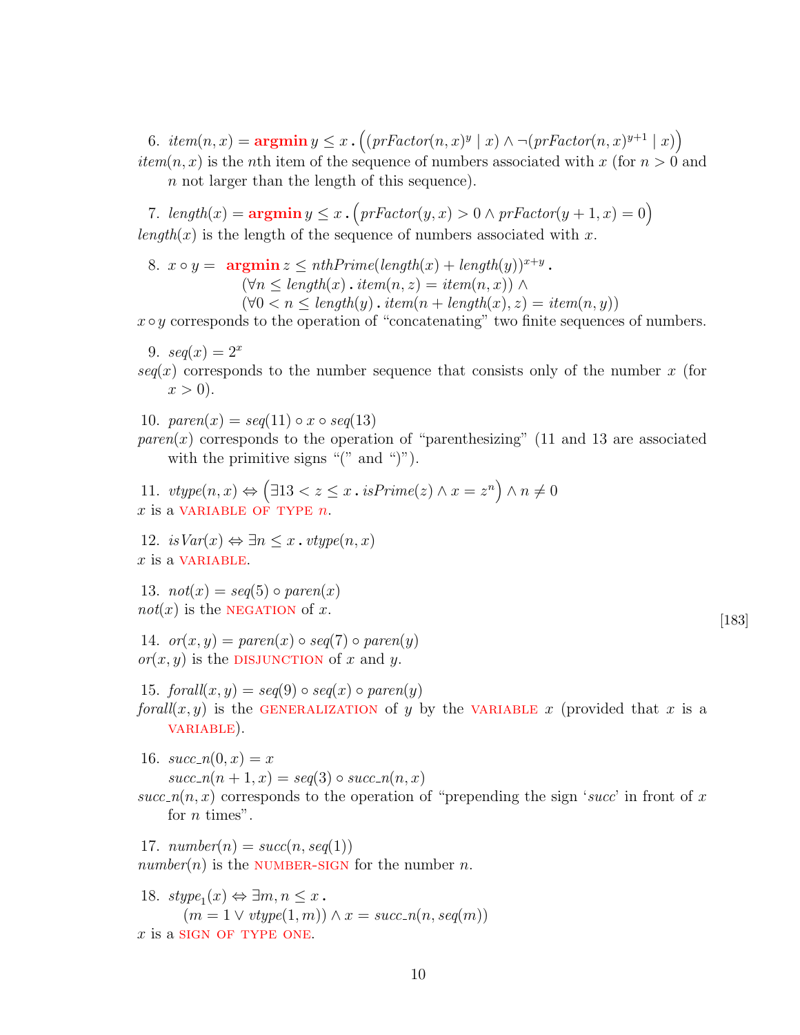6. $\mathit{item}(n,x) = \textbf{argmin}\, y \leq x \,.\, \Big( (\mathit{prFactor}(n,x)^y \mid x) \wedge \neg(\mathit{prFactor}(n,x)^{y+1} \mid x) \Big)$

$\mathit{item}(n,x)$ is the $n$th item of the sequence of numbers associated with $x$ (for $n > 0$ and $n$ not larger than the length of this sequence).

7. $\mathit{length}(x) = \textbf{argmin}\, y \leq x \,.\, \Big( \mathit{prFactor}(y,x) > 0 \wedge \mathit{prFactor}(y+1,x) = 0 \Big)$

$\mathit{length}(x)$ is the length of the sequence of numbers associated with $x$.

8. 
$$\begin{aligned} x \circ y = \ & \textbf{argmin}\, z \leq \mathit{nthPrime}(\mathit{length}(x) + \mathit{length}(y))^{x+y} \,. \\ & (\forall n \leq \mathit{length}(x) \,.\, \mathit{item}(n,z) = \mathit{item}(n,x)) \wedge \\ & (\forall 0 < n \leq \mathit{length}(y) \,.\, \mathit{item}(n + \mathit{length}(x), z) = \mathit{item}(n,y)) \end{aligned}$$

$x \circ y$ corresponds to the operation of "concatenating" two finite sequences of numbers.

9. $\mathit{seq}(x) = 2^x$

$\mathit{seq}(x)$ corresponds to the number sequence that consists only of the number $x$ (for $x > 0$).

10. $\mathit{paren}(x) = \mathit{seq}(11) \circ x \circ \mathit{seq}(13)$

$\mathit{paren}(x)$ corresponds to the operation of "parenthesizing" (11 and 13 are associated with the primitive signs "(" and ")").

11. $\mathit{vtype}(n,x) \Leftrightarrow \Big( \exists 13 < z \leq x \,.\, \mathit{isPrime}(z) \wedge x = z^n \Big) \wedge n \neq 0$

$x$ is a VARIABLE OF TYPE $n$.

12. $\mathit{isVar}(x) \Leftrightarrow \exists n \leq x \,.\, \mathit{vtype}(n,x)$

$x$ is a VARIABLE.

13. $\mathit{not}(x) = \mathit{seq}(5) \circ \mathit{paren}(x)$

$\mathit{not}(x)$ is the NEGATION of $x$.

[183]

14. $\mathit{or}(x,y) = \mathit{paren}(x) \circ \mathit{seq}(7) \circ \mathit{paren}(y)$

$\mathit{or}(x,y)$ is the DISJUNCTION of $x$ and $y$.

15. $\mathit{forall}(x,y) = \mathit{seq}(9) \circ \mathit{seq}(x) \circ \mathit{paren}(y)$

$\mathit{forall}(x,y)$ is the GENERALIZATION of $y$ by the VARIABLE $x$ (provided that $x$ is a VARIABLE).

16. $\mathit{succ\_n}(0,x) = x$

$\mathit{succ\_n}(n+1,x) = \mathit{seq}(3) \circ \mathit{succ\_n}(n,x)$

$\mathit{succ\_n}(n,x)$ corresponds to the operation of "prepending the sign '*succ*' in front of $x$ for $n$ times".

17. $\mathit{number}(n) = \mathit{succ}(n, \mathit{seq}(1))$

$\mathit{number}(n)$ is the NUMBER-SIGN for the number $n$.

18. $\mathit{stype}_1(x) \Leftrightarrow \exists m,n \leq x \,.$

$(m = 1 \vee \mathit{vtype}(1,m)) \wedge x = \mathit{succ\_n}(n, \mathit{seq}(m))$

$x$ is a SIGN OF TYPE ONE.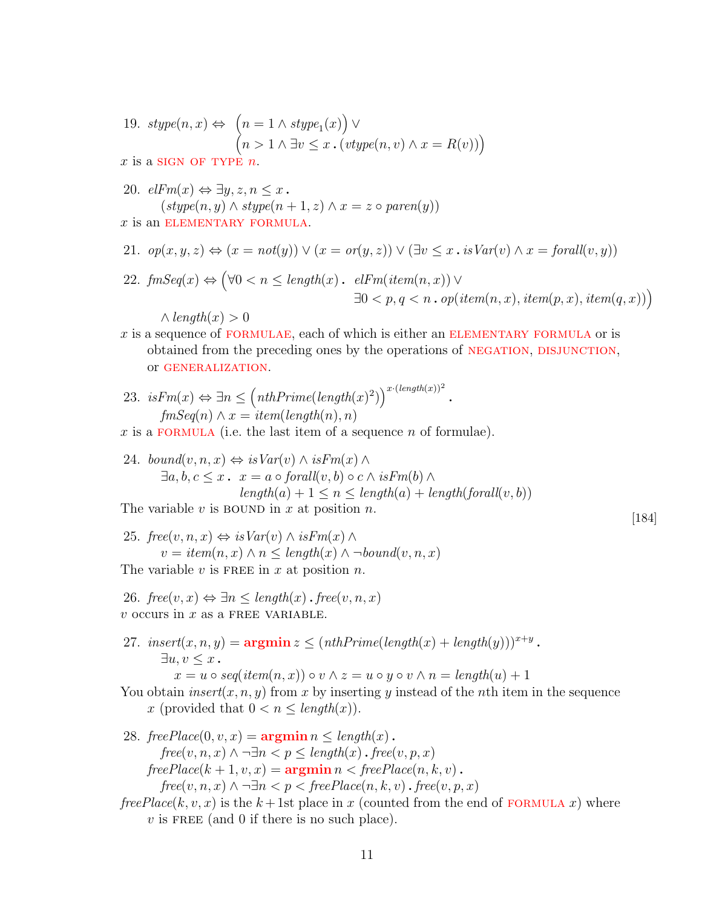19. $\mathit{stype}(n, x) \Leftrightarrow \big(n = 1 \wedge \mathit{stype}_1(x)\big) \vee \big(n > 1 \wedge \exists v \leq x \,.\, (\mathit{vtype}(n, v) \wedge x = R(v))\big)$

$x$ is a SIGN OF TYPE $n$.

20. $\mathit{elFm}(x) \Leftrightarrow \exists y, z, n \leq x \,.\, (\mathit{stype}(n, y) \wedge \mathit{stype}(n + 1, z) \wedge x = z \circ \mathit{paren}(y))$

$x$ is an ELEMENTARY FORMULA.

21. $\mathit{op}(x, y, z) \Leftrightarrow (x = \mathit{not}(y)) \vee (x = \mathit{or}(y, z)) \vee (\exists v \leq x \,.\, \mathit{isVar}(v) \wedge x = \mathit{forall}(v, y))$

22. $\mathit{fmSeq}(x) \Leftrightarrow \Big(\forall 0 < n \leq \mathit{length}(x) \,.\; \mathit{elFm}(\mathit{item}(n, x)) \vee \exists 0 < p, q < n \,.\, \mathit{op}(\mathit{item}(n, x), \mathit{item}(p, x), \mathit{item}(q, x))\Big) \wedge \mathit{length}(x) > 0$

$x$ is a sequence of FORMULAE, each of which is either an ELEMENTARY FORMULA or is obtained from the preceding ones by the operations of NEGATION, DISJUNCTION, or GENERALIZATION.

23. $\mathit{isFm}(x) \Leftrightarrow \exists n \leq \Big(\mathit{nthPrime}(\mathit{length}(x)^2)\Big)^{x \cdot (\mathit{length}(x))^2} \,.\; \mathit{fmSeq}(n) \wedge x = \mathit{item}(\mathit{length}(n), n)$

$x$ is a FORMULA (i.e. the last item of a sequence $n$ of formulae).

24. $\mathit{bound}(v, n, x) \Leftrightarrow \mathit{isVar}(v) \wedge \mathit{isFm}(x) \wedge \exists a, b, c \leq x \,.\; x = a \circ \mathit{forall}(v, b) \circ c \wedge \mathit{isFm}(b) \wedge \mathit{length}(a) + 1 \leq n \leq \mathit{length}(a) + \mathit{length}(\mathit{forall}(v, b))$

The variable $v$ is BOUND in $x$ at position $n$.

[184]

25. $\mathit{free}(v, n, x) \Leftrightarrow \mathit{isVar}(v) \wedge \mathit{isFm}(x) \wedge v = \mathit{item}(n, x) \wedge n \leq \mathit{length}(x) \wedge \neg \mathit{bound}(v, n, x)$

The variable $v$ is FREE in $x$ at position $n$.

26. $\mathit{free}(v, x) \Leftrightarrow \exists n \leq \mathit{length}(x) \,.\, \mathit{free}(v, n, x)$

$v$ occurs in $x$ as a FREE VARIABLE.

27. $\mathit{insert}(x, n, y) = \textbf{argmin}\, z \leq (\mathit{nthPrime}(\mathit{length}(x) + \mathit{length}(y)))^{x+y} \,.\; \exists u, v \leq x \,.\; x = u \circ \mathit{seq}(\mathit{item}(n, x)) \circ v \wedge z = u \circ y \circ v \wedge n = \mathit{length}(u) + 1$

You obtain $\mathit{insert}(x, n, y)$ from $x$ by inserting $y$ instead of the $n$th item in the sequence $x$ (provided that $0 < n \leq \mathit{length}(x)$).

28. $\mathit{freePlace}(0, v, x) = \textbf{argmin}\, n \leq \mathit{length}(x) \,.\; \mathit{free}(v, n, x) \wedge \neg \exists n < p \leq \mathit{length}(x) \,.\, \mathit{free}(v, p, x)$

$\mathit{freePlace}(k + 1, v, x) = \textbf{argmin}\, n < \mathit{freePlace}(n, k, v) \,.\; \mathit{free}(v, n, x) \wedge \neg \exists n < p < \mathit{freePlace}(n, k, v) \,.\, \mathit{free}(v, p, x)$

$\mathit{freePlace}(k, v, x)$ is the $k+1$st place in $x$ (counted from the end of FORMULA $x$) where $v$ is FREE (and 0 if there is no such place).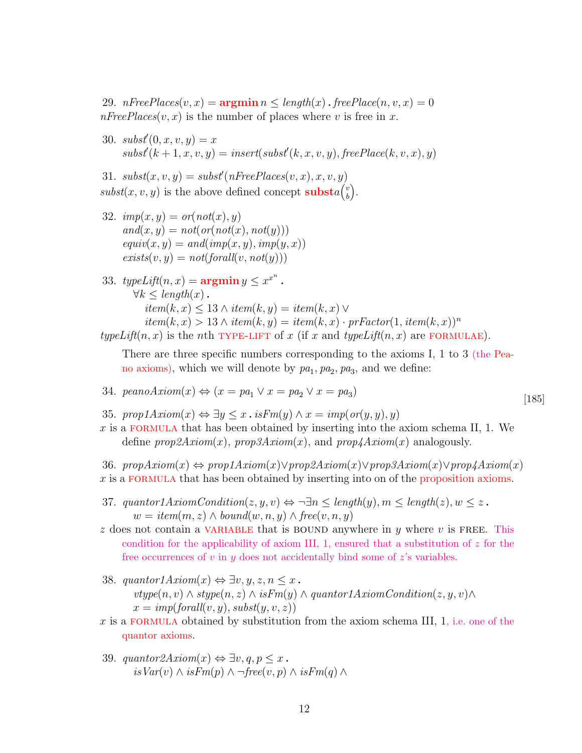29. $\mathit{nFreePlaces}(v,x) = \textbf{argmin}\, n \leq \mathit{length}(x) \,.\, \mathit{freePlace}(n,v,x) = 0$
$\mathit{nFreePlaces}(v,x)$ is the number of places where $v$ is free in $x$.

30. $\mathit{subst}'(0,x,v,y) = x$
$\mathit{subst}'(k+1,x,v,y) = \mathit{insert}(\mathit{subst}'(k,x,v,y), \mathit{freePlace}(k,v,x), y)$

31. $\mathit{subst}(x,v,y) = \mathit{subst}'(\mathit{nFreePlaces}(v,x),x,v,y)$
$\mathit{subst}(x,v,y)$ is the above defined concept $\textbf{Subst}\, a\binom{v}{b}$.

32. $\mathit{imp}(x,y) = \mathit{or}(\mathit{not}(x),y)$
$\mathit{and}(x,y) = \mathit{not}(\mathit{or}(\mathit{not}(x),\mathit{not}(y)))$
$\mathit{equiv}(x,y) = \mathit{and}(\mathit{imp}(x,y),\mathit{imp}(y,x))$
$\mathit{exists}(v,y) = \mathit{not}(\mathit{forall}(v,\mathit{not}(y)))$

33. $\mathit{typeLift}(n,x) = \textbf{argmin}\, y \leq x^{x^n} \,.$
$\forall k \leq \mathit{length}(x) \,.$
$\mathit{item}(k,x) \leq 13 \wedge \mathit{item}(k,y) = \mathit{item}(k,x) \vee$
$\mathit{item}(k,x) > 13 \wedge \mathit{item}(k,y) = \mathit{item}(k,x) \cdot \mathit{prFactor}(1,\mathit{item}(k,x))^n$
$\mathit{typeLift}(n,x)$ is the $n$th TYPE-LIFT of $x$ (if $x$ and $\mathit{typeLift}(n,x)$ are FORMULAE).

There are three specific numbers corresponding to the axioms I, 1 to 3 (the Peano axioms), which we will denote by $pa_1, pa_2, pa_3$, and we define:

34. $\mathit{peanoAxiom}(x) \Leftrightarrow (x = pa_1 \vee x = pa_2 \vee x = pa_3)$

[185]

35. $\mathit{prop1Axiom}(x) \Leftrightarrow \exists y \leq x \,.\, \mathit{isFm}(y) \wedge x = \mathit{imp}(\mathit{or}(y,y),y)$
$x$ is a FORMULA that has been obtained by inserting into the axiom schema II, 1. We define $\mathit{prop2Axiom}(x)$, $\mathit{prop3Axiom}(x)$, and $\mathit{prop4Axiom}(x)$ analogously.

36. $\mathit{propAxiom}(x) \Leftrightarrow \mathit{prop1Axiom}(x) \vee \mathit{prop2Axiom}(x) \vee \mathit{prop3Axiom}(x) \vee \mathit{prop4Axiom}(x)$
$x$ is a FORMULA that has been obtained by inserting into on of the proposition axioms.

37. $\mathit{quantor1AxiomCondition}(z,y,v) \Leftrightarrow \neg\exists n \leq \mathit{length}(y), m \leq \mathit{length}(z), w \leq z \,.$
$w = \mathit{item}(m,z) \wedge \mathit{bound}(w,n,y) \wedge \mathit{free}(v,n,y)$
$z$ does not contain a VARIABLE that is BOUND anywhere in $y$ where $v$ is FREE. This condition for the applicability of axiom III, 1, ensured that a substitution of $z$ for the free occurrences of $v$ in $y$ does not accidentally bind some of $z$'s variables.

38. $\mathit{quantor1Axiom}(x) \Leftrightarrow \exists v,y,z,n \leq x \,.$
$\mathit{vtype}(n,v) \wedge \mathit{stype}(n,z) \wedge \mathit{isFm}(y) \wedge \mathit{quantor1AxiomCondition}(z,y,v) \wedge$
$x = \mathit{imp}(\mathit{forall}(v,y), \mathit{subst}(y,v,z))$
$x$ is a FORMULA obtained by substitution from the axiom schema III, 1, i.e. one of the quantor axioms.

39. $\mathit{quantor2Axiom}(x) \Leftrightarrow \exists v,q,p \leq x \,.$
$\mathit{isVar}(v) \wedge \mathit{isFm}(p) \wedge \neg\mathit{free}(v,p) \wedge \mathit{isFm}(q) \wedge$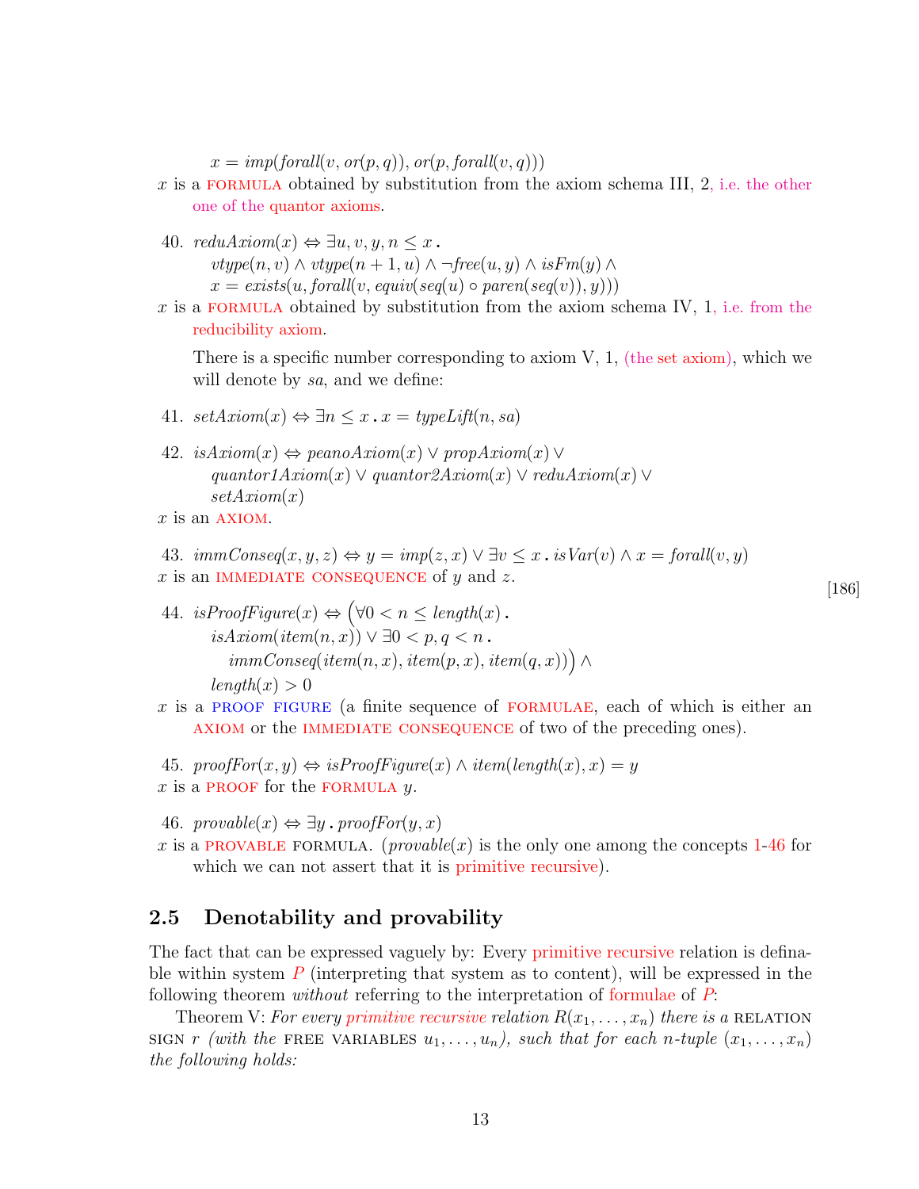$x = imp(forall(v, or(p, q)), or(p, forall(v, q)))$

$x$ is a FORMULA obtained by substitution from the axiom schema III, 2, i.e. the other one of the quantor axioms.

40. $reduAxiom(x) \Leftrightarrow \exists u, v, y, n \leq x \,.\, vtype(n, v) \wedge vtype(n+1, u) \wedge \neg free(u, y) \wedge isFm(y) \wedge x = exists(u, forall(v, equiv(seq(u) \circ paren(seq(v)), y)))$

$x$ is a FORMULA obtained by substitution from the axiom schema IV, 1, i.e. from the reducibility axiom.

There is a specific number corresponding to axiom V, 1, (the set axiom), which we will denote by $sa$, and we define:

41. $setAxiom(x) \Leftrightarrow \exists n \leq x \,.\, x = typeLift(n, sa)$

42. $isAxiom(x) \Leftrightarrow peanoAxiom(x) \vee propAxiom(x) \vee quantor1Axiom(x) \vee quantor2Axiom(x) \vee reduAxiom(x) \vee setAxiom(x)$

$x$ is an AXIOM.

43. $immConseq(x, y, z) \Leftrightarrow y = imp(z, x) \vee \exists v \leq x \,.\, isVar(v) \wedge x = forall(v, y)$

$x$ is an IMMEDIATE CONSEQUENCE of $y$ and $z$.

[186]

44. $isProofFigure(x) \Leftrightarrow \big(\forall 0 < n \leq length(x) \,.\, isAxiom(item(n, x)) \vee \exists 0 < p, q < n \,.\, immConseq(item(n, x), item(p, x), item(q, x))\big) \wedge length(x) > 0$

$x$ is a PROOF FIGURE (a finite sequence of FORMULAE, each of which is either an AXIOM or the IMMEDIATE CONSEQUENCE of two of the preceding ones).

45. $proofFor(x, y) \Leftrightarrow isProofFigure(x) \wedge item(length(x), x) = y$

$x$ is a PROOF for the FORMULA $y$.

46. $provable(x) \Leftrightarrow \exists y \,.\, proofFor(y, x)$

$x$ is a PROVABLE FORMULA. ($provable(x)$ is the only one among the concepts 1-46 for which we can not assert that it is primitive recursive).

## 2.5 Denotability and provability

The fact that can be expressed vaguely by: Every primitive recursive relation is definable within system $P$ (interpreting that system as to content), will be expressed in the following theorem *without* referring to the interpretation of formulae of $P$:

Theorem V: *For every primitive recursive relation $R(x_1, \ldots, x_n)$ there is a* RELATION SIGN *$r$ (with the* FREE VARIABLES *$u_1, \ldots, u_n$), such that for each $n$-tuple $(x_1, \ldots, x_n)$ the following holds:*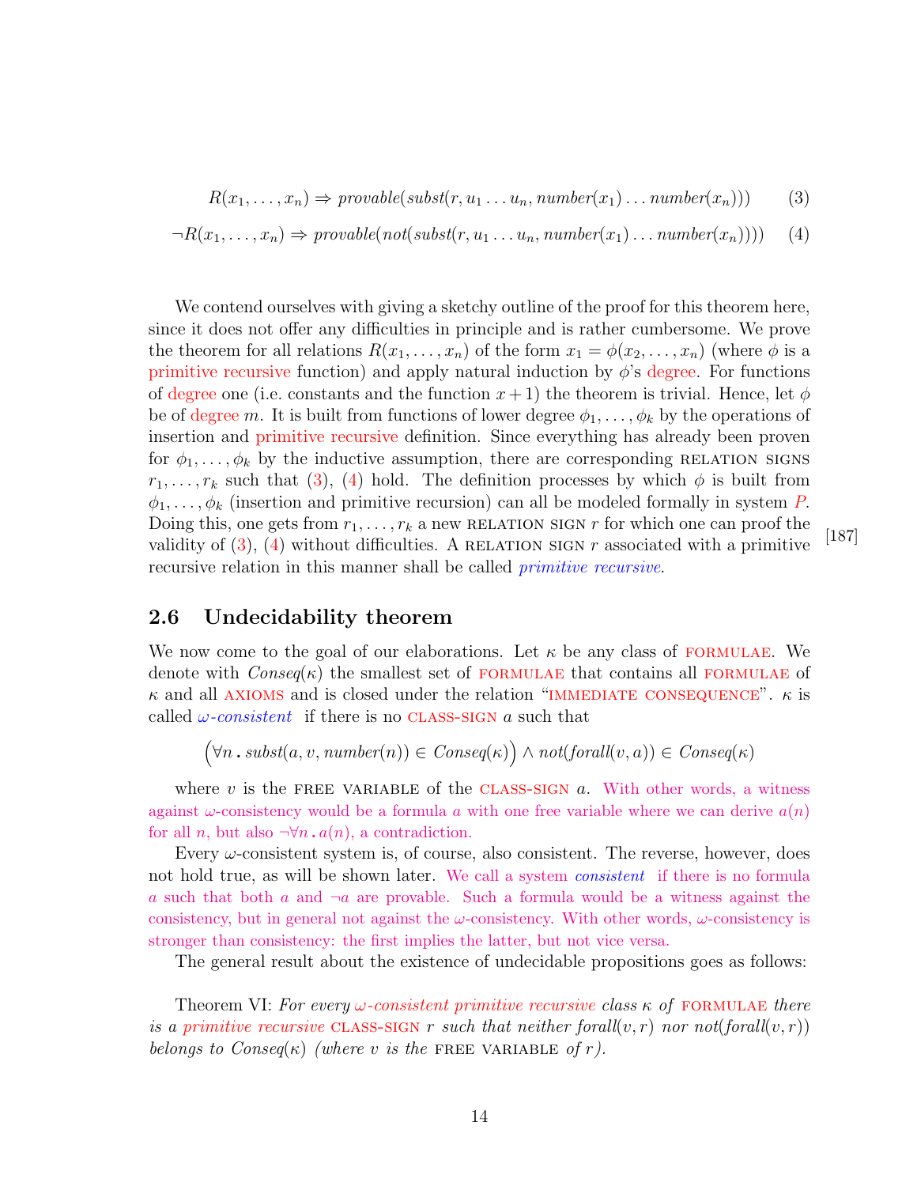$$R(x_1, \ldots, x_n) \Rightarrow \mathit{provable}(\mathit{subst}(r, u_1 \ldots u_n, \mathit{number}(x_1) \ldots \mathit{number}(x_n))) \tag{3}$$

$$\neg R(x_1, \ldots, x_n) \Rightarrow \mathit{provable}(\mathit{not}(\mathit{subst}(r, u_1 \ldots u_n, \mathit{number}(x_1) \ldots \mathit{number}(x_n)))) \tag{4}$$

We contend ourselves with giving a sketchy outline of the proof for this theorem here, since it does not offer any difficulties in principle and is rather cumbersome. We prove the theorem for all relations $R(x_1, \ldots, x_n)$ of the form $x_1 = \phi(x_2, \ldots, x_n)$ (where $\phi$ is a primitive recursive function) and apply natural induction by $\phi$'s degree. For functions of degree one (i.e. constants and the function $x+1$) the theorem is trivial. Hence, let $\phi$ be of degree $m$. It is built from functions of lower degree $\phi_1, \ldots, \phi_k$ by the operations of insertion and primitive recursive definition. Since everything has already been proven for $\phi_1, \ldots, \phi_k$ by the inductive assumption, there are corresponding RELATION SIGNS $r_1, \ldots, r_k$ such that (3), (4) hold. The definition processes by which $\phi$ is built from $\phi_1, \ldots, \phi_k$ (insertion and primitive recursion) can all be modeled formally in system *P*. Doing this, one gets from $r_1, \ldots, r_k$ a new RELATION SIGN $r$ for which one can proof the validity of (3), (4) without difficulties. A RELATION SIGN $r$ associated with a primitive recursive relation in this manner shall be called *primitive recursive*. [187]

## 2.6 Undecidability theorem

We now come to the goal of our elaborations. Let $\kappa$ be any class of FORMULAE. We denote with $\mathit{Conseq}(\kappa)$ the smallest set of FORMULAE that contains all FORMULAE of $\kappa$ and all AXIOMS and is closed under the relation "IMMEDIATE CONSEQUENCE". $\kappa$ is called *$\omega$-consistent* if there is no CLASS-SIGN $a$ such that

$$\Big(\forall n \,.\, \mathit{subst}(a, v, \mathit{number}(n)) \in \mathit{Conseq}(\kappa)\Big) \wedge \mathit{not}(\mathit{forall}(v, a)) \in \mathit{Conseq}(\kappa)$$

where $v$ is the FREE VARIABLE of the CLASS-SIGN $a$. With other words, a witness against $\omega$-consistency would be a formula $a$ with one free variable where we can derive $a(n)$ for all $n$, but also $\neg\forall n \,.\, a(n)$, a contradiction.

Every $\omega$-consistent system is, of course, also consistent. The reverse, however, does not hold true, as will be shown later. We call a system *consistent* if there is no formula $a$ such that both $a$ and $\neg a$ are provable. Such a formula would be a witness against the consistency, but in general not against the $\omega$-consistency. With other words, $\omega$-consistency is stronger than consistency: the first implies the latter, but not vice versa.

The general result about the existence of undecidable propositions goes as follows:

Theorem VI: *For every $\omega$-consistent primitive recursive class $\kappa$ of FORMULAE there is a primitive recursive CLASS-SIGN $r$ such that neither $\mathit{forall}(v, r)$ nor $\mathit{not}(\mathit{forall}(v, r))$ belongs to $\mathit{Conseq}(\kappa)$ (where $v$ is the FREE VARIABLE of $r$).*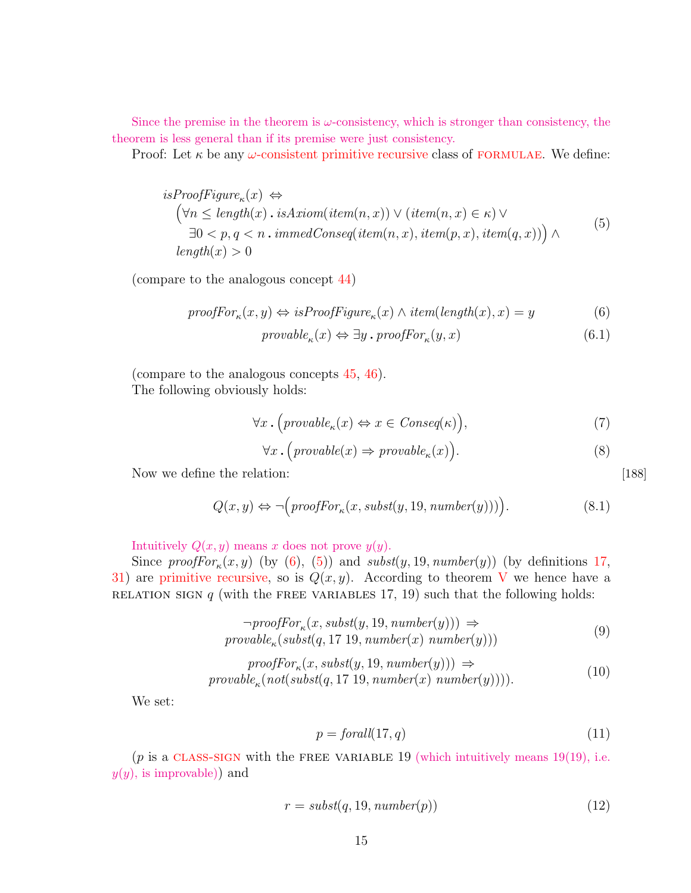Since the premise in the theorem is $\omega$-consistency, which is stronger than consistency, the theorem is less general than if its premise were just consistency.

Proof: Let $\kappa$ be any $\omega$-consistent primitive recursive class of FORMULAE. We define:

$$
\begin{aligned}
&\mathit{isProofFigure}_\kappa(x) \Leftrightarrow \\
&\quad \big(\forall n \leq \mathit{length}(x) \,.\, \mathit{isAxiom}(\mathit{item}(n,x)) \vee (\mathit{item}(n,x) \in \kappa) \vee \\
&\qquad \exists 0 < p, q < n \,.\, \mathit{immedConseq}(\mathit{item}(n,x), \mathit{item}(p,x), \mathit{item}(q,x))\big) \wedge \\
&\quad \mathit{length}(x) > 0
\end{aligned}
\tag{5}
$$

(compare to the analogous concept 44)

$$\mathit{proofFor}_\kappa(x,y) \Leftrightarrow \mathit{isProofFigure}_\kappa(x) \wedge \mathit{item}(\mathit{length}(x), x) = y \tag{6}$$

$$\mathit{provable}_\kappa(x) \Leftrightarrow \exists y \,.\, \mathit{proofFor}_\kappa(y,x) \tag{6.1}$$

(compare to the analogous concepts 45, 46).

The following obviously holds:

$$\forall x \,.\, \big(\mathit{provable}_\kappa(x) \Leftrightarrow x \in \mathit{Conseq}(\kappa)\big), \tag{7}$$

$$\forall x \,.\, \big(\mathit{provable}(x) \Rightarrow \mathit{provable}_\kappa(x)\big). \tag{8}$$

Now we define the relation: [188]

$$Q(x,y) \Leftrightarrow \neg\big(\mathit{proofFor}_\kappa(x, \mathit{subst}(y, 19, \mathit{number}(y)))\big). \tag{8.1}$$

Intuitively $Q(x,y)$ means $x$ does not prove $y(y)$.

Since $\mathit{proofFor}_\kappa(x,y)$ (by (6), (5)) and $\mathit{subst}(y, 19, \mathit{number}(y))$ (by definitions 17, 31) are primitive recursive, so is $Q(x,y)$. According to theorem V we hence have a RELATION SIGN $q$ (with the FREE VARIABLES 17, 19) such that the following holds:

$$
\begin{gathered}
\neg \mathit{proofFor}_\kappa(x, \mathit{subst}(y, 19, \mathit{number}(y))) \Rightarrow \\
\mathit{provable}_\kappa(\mathit{subst}(q, 17\ 19, \mathit{number}(x)\ \mathit{number}(y)))
\end{gathered}
\tag{9}
$$

$$
\begin{gathered}
\mathit{proofFor}_\kappa(x, \mathit{subst}(y, 19, \mathit{number}(y))) \Rightarrow \\
\mathit{provable}_\kappa(\mathit{not}(\mathit{subst}(q, 17\ 19, \mathit{number}(x)\ \mathit{number}(y)))).
\end{gathered}
\tag{10}
$$

We set:

$$p = \mathit{forall}(17, q) \tag{11}$$

($p$ is a CLASS-SIGN with the FREE VARIABLE 19 (which intuitively means 19(19), i.e. $y(y)$, is improvable)) and

$$r = \mathit{subst}(q, 19, \mathit{number}(p)) \tag{12}$$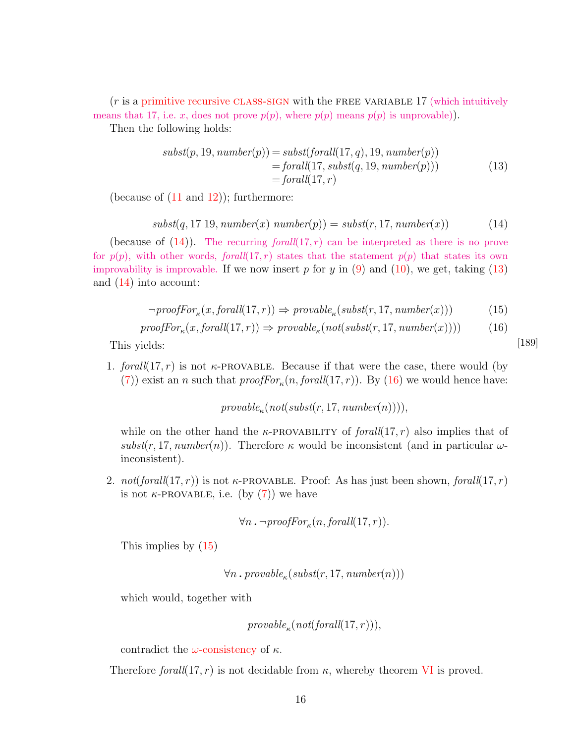($r$ is a primitive recursive CLASS-SIGN with the FREE VARIABLE 17 (which intuitively means that 17, i.e. $x$, does not prove $p(p)$, where $p(p)$ means $p(p)$ is unprovable)).

Then the following holds:

$$\begin{aligned} \mathit{subst}(p, 19, \mathit{number}(p)) &= \mathit{subst}(\mathit{forall}(17, q), 19, \mathit{number}(p)) \\ &= \mathit{forall}(17, \mathit{subst}(q, 19, \mathit{number}(p))) \\ &= \mathit{forall}(17, r) \end{aligned} \tag{13}$$

(because of (11 and 12)); furthermore:

$$\mathit{subst}(q, 17\ 19, \mathit{number}(x)\ \mathit{number}(p)) = \mathit{subst}(r, 17, \mathit{number}(x)) \tag{14}$$

(because of (14)). The recurring $\mathit{forall}(17, r)$ can be interpreted as there is no prove for $p(p)$, with other words, $\mathit{forall}(17, r)$ states that the statement $p(p)$ that states its own improvability is improvable. If we now insert $p$ for $y$ in (9) and (10), we get, taking (13) and (14) into account:

$$\neg \mathit{proofFor}_\kappa(x, \mathit{forall}(17, r)) \Rightarrow \mathit{provable}_\kappa(\mathit{subst}(r, 17, \mathit{number}(x))) \tag{15}$$

$$\mathit{proofFor}_\kappa(x, \mathit{forall}(17, r)) \Rightarrow \mathit{provable}_\kappa(\mathit{not}(\mathit{subst}(r, 17, \mathit{number}(x)))) \tag{16}$$

[189]

This yields:

1. $\mathit{forall}(17, r)$ is not $\kappa$-PROVABLE. Because if that were the case, there would (by (7)) exist an $n$ such that $\mathit{proofFor}_\kappa(n, \mathit{forall}(17, r))$. By (16) we would hence have:

   $$\mathit{provable}_\kappa(\mathit{not}(\mathit{subst}(r, 17, \mathit{number}(n)))),$$

   while on the other hand the $\kappa$-PROVABILITY of $\mathit{forall}(17, r)$ also implies that of $\mathit{subst}(r, 17, \mathit{number}(n))$. Therefore $\kappa$ would be inconsistent (and in particular $\omega$-inconsistent).

2. $\mathit{not}(\mathit{forall}(17, r))$ is not $\kappa$-PROVABLE. Proof: As has just been shown, $\mathit{forall}(17, r)$ is not $\kappa$-PROVABLE, i.e. (by (7)) we have

   $$\forall n \,.\, \neg \mathit{proofFor}_\kappa(n, \mathit{forall}(17, r)).$$

   This implies by (15)

   $$\forall n \,.\, \mathit{provable}_\kappa(\mathit{subst}(r, 17, \mathit{number}(n)))$$

   which would, together with

   $$\mathit{provable}_\kappa(\mathit{not}(\mathit{forall}(17, r))),$$

   contradict the $\omega$-consistency of $\kappa$.

Therefore $\mathit{forall}(17, r)$ is not decidable from $\kappa$, whereby theorem VI is proved.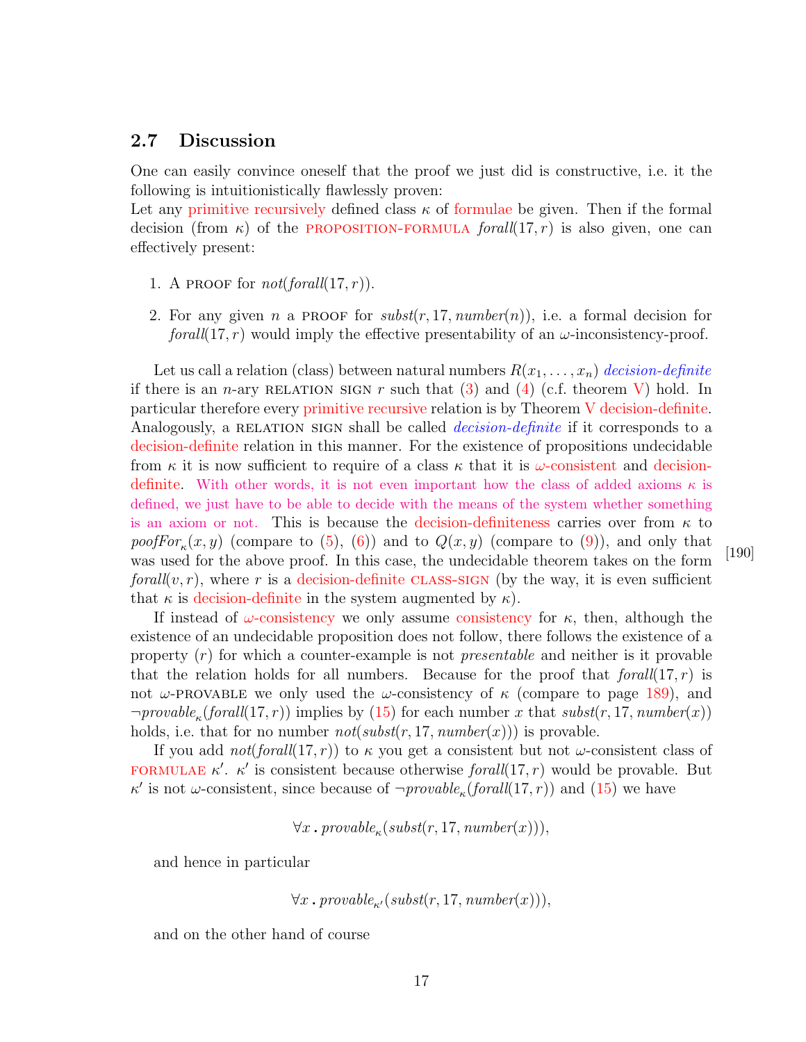## 2.7 Discussion

One can easily convince oneself that the proof we just did is constructive, i.e. it the following is intuitionistically flawlessly proven:
Let any primitive recursively defined class $\kappa$ of formulae be given. Then if the formal decision (from $\kappa$) of the PROPOSITION-FORMULA $\mathit{forall}(17, r)$ is also given, one can effectively present:

1. A PROOF for $\mathit{not}(\mathit{forall}(17, r))$.
2. For any given $n$ a PROOF for $\mathit{subst}(r, 17, \mathit{number}(n))$, i.e. a formal decision for $\mathit{forall}(17, r)$ would imply the effective presentability of an $\omega$-inconsistency-proof.

Let us call a relation (class) between natural numbers $R(x_1, \ldots, x_n)$ *decision-definite* if there is an $n$-ary RELATION SIGN $r$ such that (3) and (4) (c.f. theorem V) hold. In particular therefore every primitive recursive relation is by Theorem V decision-definite. Analogously, a RELATION SIGN shall be called *decision-definite* if it corresponds to a decision-definite relation in this manner. For the existence of propositions undecidable from $\kappa$ it is now sufficient to require of a class $\kappa$ that it is $\omega$-consistent and decision-definite. With other words, it is not even important how the class of added axioms $\kappa$ is defined, we just have to be able to decide with the means of the system whether something is an axiom or not. This is because the decision-definiteness carries over from $\kappa$ to $\mathit{poofFor}_\kappa(x, y)$ (compare to (5), (6)) and to $Q(x, y)$ (compare to (9)), and only that was used for the above proof. In this case, the undecidable theorem takes on the form $\mathit{forall}(v, r)$, where $r$ is a decision-definite CLASS-SIGN (by the way, it is even sufficient that $\kappa$ is decision-definite in the system augmented by $\kappa$). [190]

If instead of $\omega$-consistency we only assume consistency for $\kappa$, then, although the existence of an undecidable proposition does not follow, there follows the existence of a property ($r$) for which a counter-example is not *presentable* and neither is it provable that the relation holds for all numbers. Because for the proof that $\mathit{forall}(17, r)$ is not $\omega$-PROVABLE we only used the $\omega$-consistency of $\kappa$ (compare to page 189), and $\neg\mathit{provable}_\kappa(\mathit{forall}(17, r))$ implies by (15) for each number $x$ that $\mathit{subst}(r, 17, \mathit{number}(x))$ holds, i.e. that for no number $\mathit{not}(\mathit{subst}(r, 17, \mathit{number}(x)))$ is provable.

If you add $\mathit{not}(\mathit{forall}(17, r))$ to $\kappa$ you get a consistent but not $\omega$-consistent class of FORMULAE $\kappa'$. $\kappa'$ is consistent because otherwise $\mathit{forall}(17, r)$ would be provable. But $\kappa'$ is not $\omega$-consistent, since because of $\neg\mathit{provable}_\kappa(\mathit{forall}(17, r))$ and (15) we have

$$\forall x\, .\, \mathit{provable}_\kappa(\mathit{subst}(r, 17, \mathit{number}(x))),$$

and hence in particular

$$\forall x\, .\, \mathit{provable}_{\kappa'}(\mathit{subst}(r, 17, \mathit{number}(x))),$$

and on the other hand of course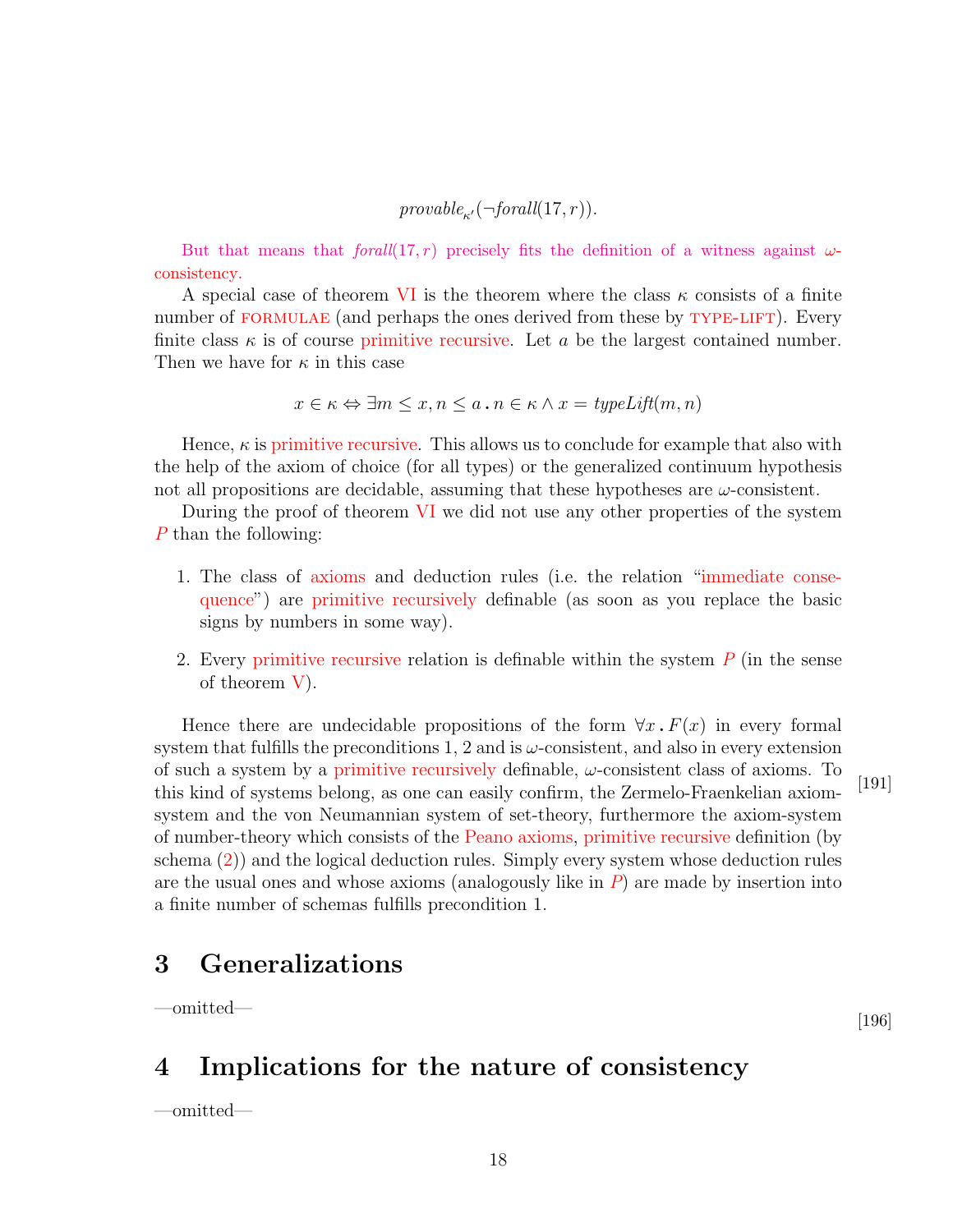$$provable_{\kappa'}(\neg forall(17, r)).$$

But that means that $forall(17, r)$ precisely fits the definition of a witness against $\omega$-consistency.

A special case of theorem VI is the theorem where the class $\kappa$ consists of a finite number of FORMULAE (and perhaps the ones derived from these by TYPE-LIFT). Every finite class $\kappa$ is of course primitive recursive. Let $a$ be the largest contained number. Then we have for $\kappa$ in this case

$$x \in \kappa \Leftrightarrow \exists m \leq x, n \leq a \,.\, n \in \kappa \wedge x = typeLift(m, n)$$

Hence, $\kappa$ is primitive recursive. This allows us to conclude for example that also with the help of the axiom of choice (for all types) or the generalized continuum hypothesis not all propositions are decidable, assuming that these hypotheses are $\omega$-consistent.

During the proof of theorem VI we did not use any other properties of the system $P$ than the following:

1. The class of axioms and deduction rules (i.e. the relation "immediate consequence") are primitive recursively definable (as soon as you replace the basic signs by numbers in some way).

2. Every primitive recursive relation is definable within the system $P$ (in the sense of theorem V).

Hence there are undecidable propositions of the form $\forall x \,.\, F(x)$ in every formal system that fulfills the preconditions 1, 2 and is $\omega$-consistent, and also in every extension of such a system by a primitive recursively definable, $\omega$-consistent class of axioms. To this kind of systems belong, as one can easily confirm, the Zermelo-Fraenkelian axiom-system and the von Neumannian system of set-theory, furthermore the axiom-system of number-theory which consists of the Peano axioms, primitive recursive definition (by schema (2)) and the logical deduction rules. Simply every system whose deduction rules are the usual ones and whose axioms (analogously like in $P$) are made by insertion into a finite number of schemas fulfills precondition 1.

[191]

## 3 Generalizations

—omitted—

[196]

## 4 Implications for the nature of consistency

—omitted—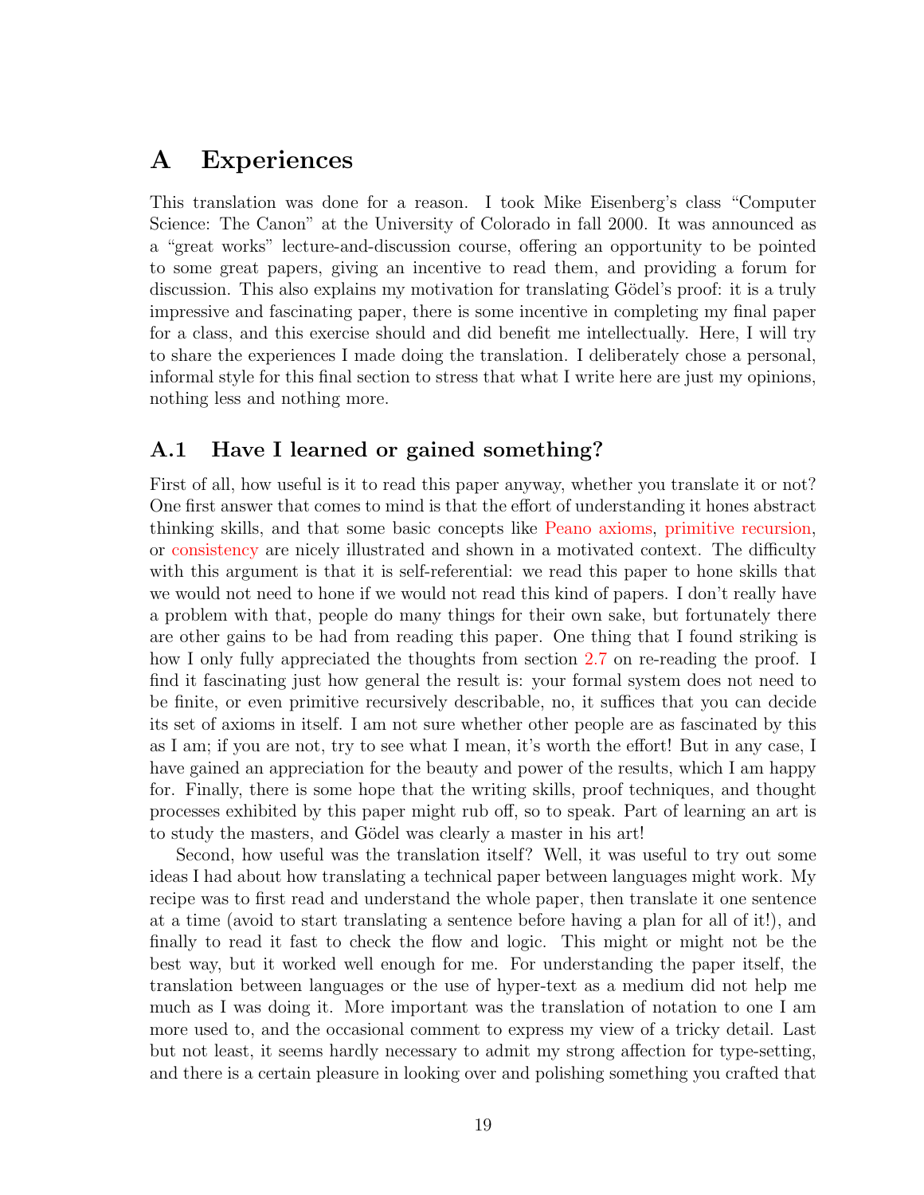# A Experiences

This translation was done for a reason. I took Mike Eisenberg's class "Computer Science: The Canon" at the University of Colorado in fall 2000. It was announced as a "great works" lecture-and-discussion course, offering an opportunity to be pointed to some great papers, giving an incentive to read them, and providing a forum for discussion. This also explains my motivation for translating Gödel's proof: it is a truly impressive and fascinating paper, there is some incentive in completing my final paper for a class, and this exercise should and did benefit me intellectually. Here, I will try to share the experiences I made doing the translation. I deliberately chose a personal, informal style for this final section to stress that what I write here are just my opinions, nothing less and nothing more.

## A.1 Have I learned or gained something?

First of all, how useful is it to read this paper anyway, whether you translate it or not? One first answer that comes to mind is that the effort of understanding it hones abstract thinking skills, and that some basic concepts like Peano axioms, primitive recursion, or consistency are nicely illustrated and shown in a motivated context. The difficulty with this argument is that it is self-referential: we read this paper to hone skills that we would not need to hone if we would not read this kind of papers. I don't really have a problem with that, people do many things for their own sake, but fortunately there are other gains to be had from reading this paper. One thing that I found striking is how I only fully appreciated the thoughts from section 2.7 on re-reading the proof. I find it fascinating just how general the result is: your formal system does not need to be finite, or even primitive recursively describable, no, it suffices that you can decide its set of axioms in itself. I am not sure whether other people are as fascinated by this as I am; if you are not, try to see what I mean, it's worth the effort! But in any case, I have gained an appreciation for the beauty and power of the results, which I am happy for. Finally, there is some hope that the writing skills, proof techniques, and thought processes exhibited by this paper might rub off, so to speak. Part of learning an art is to study the masters, and Gödel was clearly a master in his art!

Second, how useful was the translation itself? Well, it was useful to try out some ideas I had about how translating a technical paper between languages might work. My recipe was to first read and understand the whole paper, then translate it one sentence at a time (avoid to start translating a sentence before having a plan for all of it!), and finally to read it fast to check the flow and logic. This might or might not be the best way, but it worked well enough for me. For understanding the paper itself, the translation between languages or the use of hyper-text as a medium did not help me much as I was doing it. More important was the translation of notation to one I am more used to, and the occasional comment to express my view of a tricky detail. Last but not least, it seems hardly necessary to admit my strong affection for type-setting, and there is a certain pleasure in looking over and polishing something you crafted that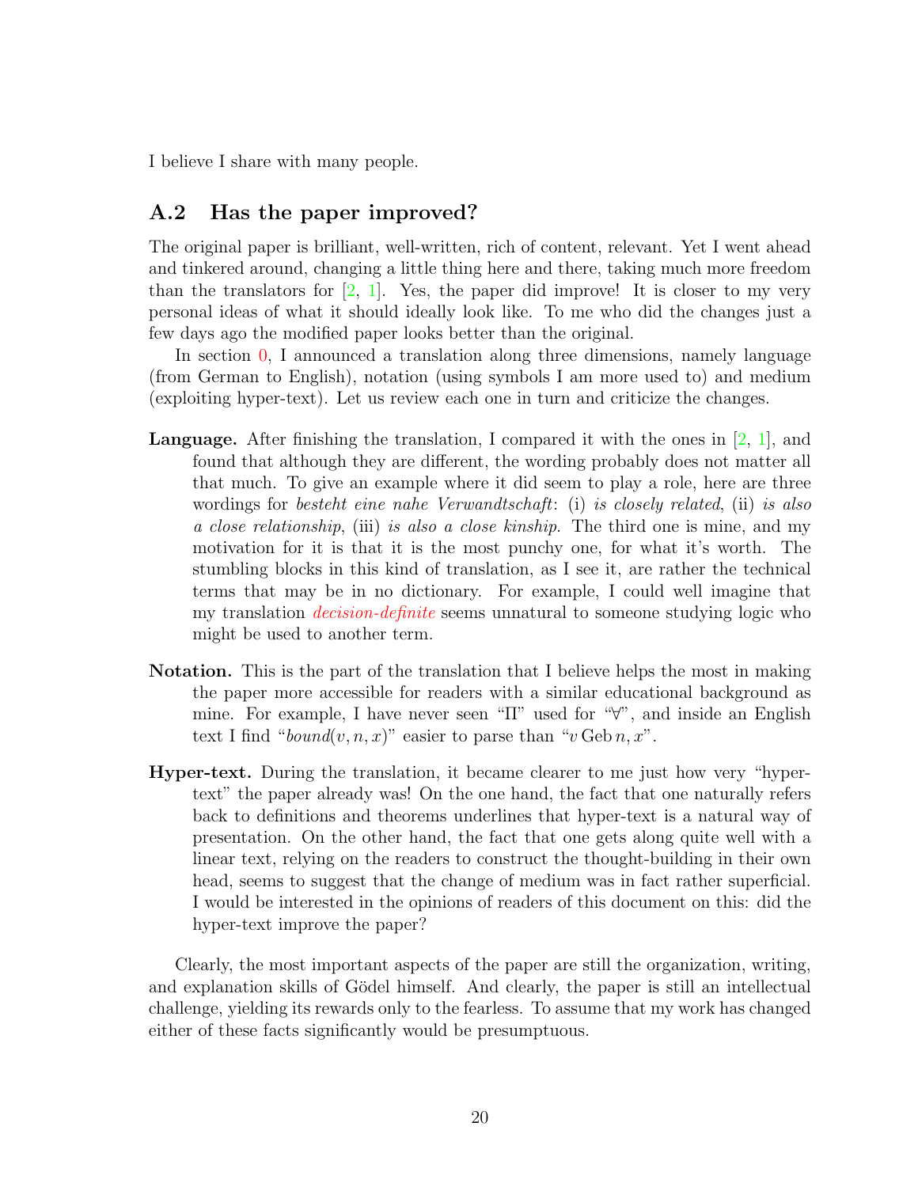I believe I share with many people.

## A.2 Has the paper improved?

The original paper is brilliant, well-written, rich of content, relevant. Yet I went ahead and tinkered around, changing a little thing here and there, taking much more freedom than the translators for [2, 1]. Yes, the paper did improve! It is closer to my very personal ideas of what it should ideally look like. To me who did the changes just a few days ago the modified paper looks better than the original.

In section 0, I announced a translation along three dimensions, namely language (from German to English), notation (using symbols I am more used to) and medium (exploiting hyper-text). Let us review each one in turn and criticize the changes.

**Language.** After finishing the translation, I compared it with the ones in [2, 1], and found that although they are different, the wording probably does not matter all that much. To give an example where it did seem to play a role, here are three wordings for *besteht eine nahe Verwandtschaft*: (i) *is closely related*, (ii) *is also a close relationship*, (iii) *is also a close kinship*. The third one is mine, and my motivation for it is that it is the most punchy one, for what it's worth. The stumbling blocks in this kind of translation, as I see it, are rather the technical terms that may be in no dictionary. For example, I could well imagine that my translation *decision-definite* seems unnatural to someone studying logic who might be used to another term.

**Notation.** This is the part of the translation that I believe helps the most in making the paper more accessible for readers with a similar educational background as mine. For example, I have never seen "$\Pi$" used for "$\forall$", and inside an English text I find "$\mathit{bound}(v, n, x)$" easier to parse than "$v \,\mathrm{Geb}\, n, x$".

**Hyper-text.** During the translation, it became clearer to me just how very "hyper-text" the paper already was! On the one hand, the fact that one naturally refers back to definitions and theorems underlines that hyper-text is a natural way of presentation. On the other hand, the fact that one gets along quite well with a linear text, relying on the readers to construct the thought-building in their own head, seems to suggest that the change of medium was in fact rather superficial. I would be interested in the opinions of readers of this document on this: did the hyper-text improve the paper?

Clearly, the most important aspects of the paper are still the organization, writing, and explanation skills of Gödel himself. And clearly, the paper is still an intellectual challenge, yielding its rewards only to the fearless. To assume that my work has changed either of these facts significantly would be presumptuous.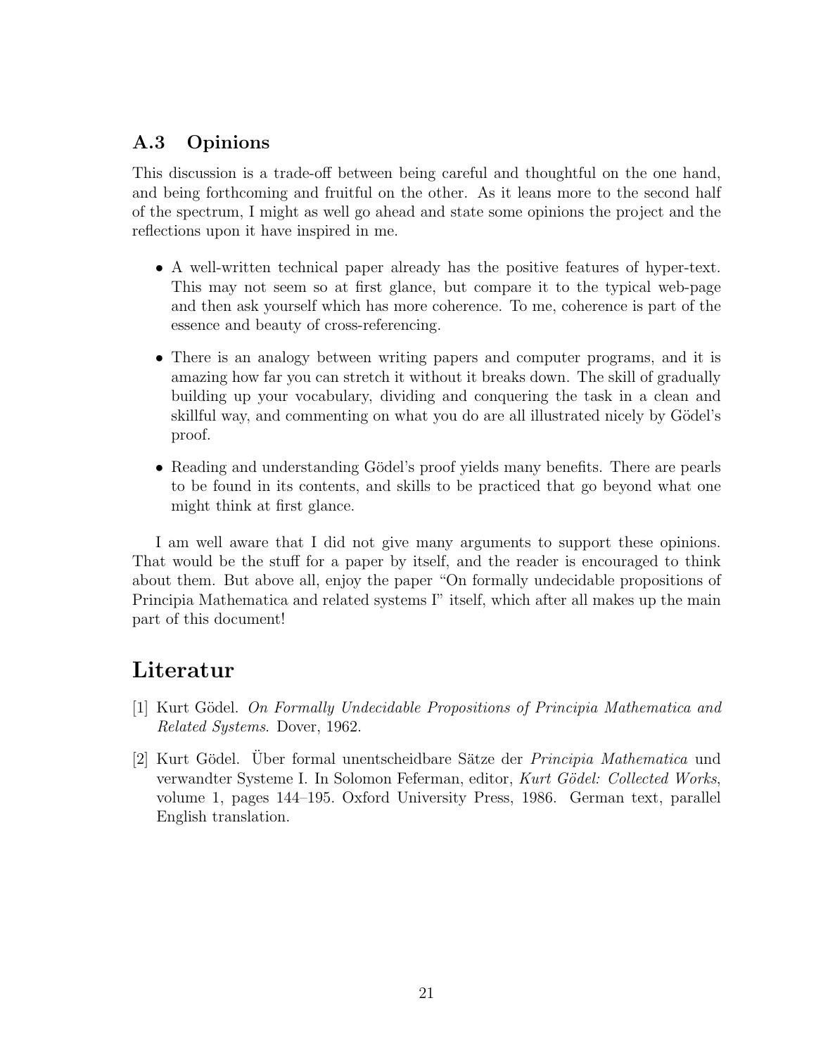## A.3 Opinions

This discussion is a trade-off between being careful and thoughtful on the one hand, and being forthcoming and fruitful on the other. As it leans more to the second half of the spectrum, I might as well go ahead and state some opinions the project and the reflections upon it have inspired in me.

- A well-written technical paper already has the positive features of hyper-text. This may not seem so at first glance, but compare it to the typical web-page and then ask yourself which has more coherence. To me, coherence is part of the essence and beauty of cross-referencing.

- There is an analogy between writing papers and computer programs, and it is amazing how far you can stretch it without it breaks down. The skill of gradually building up your vocabulary, dividing and conquering the task in a clean and skillful way, and commenting on what you do are all illustrated nicely by Gödel's proof.

- Reading and understanding Gödel's proof yields many benefits. There are pearls to be found in its contents, and skills to be practiced that go beyond what one might think at first glance.

I am well aware that I did not give many arguments to support these opinions. That would be the stuff for a paper by itself, and the reader is encouraged to think about them. But above all, enjoy the paper "On formally undecidable propositions of Principia Mathematica and related systems I" itself, which after all makes up the main part of this document!

# Literatur

[1] Kurt Gödel. *On Formally Undecidable Propositions of Principia Mathematica and Related Systems*. Dover, 1962.

[2] Kurt Gödel. Über formal unentscheidbare Sätze der *Principia Mathematica* und verwandter Systeme I. In Solomon Feferman, editor, *Kurt Gödel: Collected Works*, volume 1, pages 144–195. Oxford University Press, 1986. German text, parallel English translation.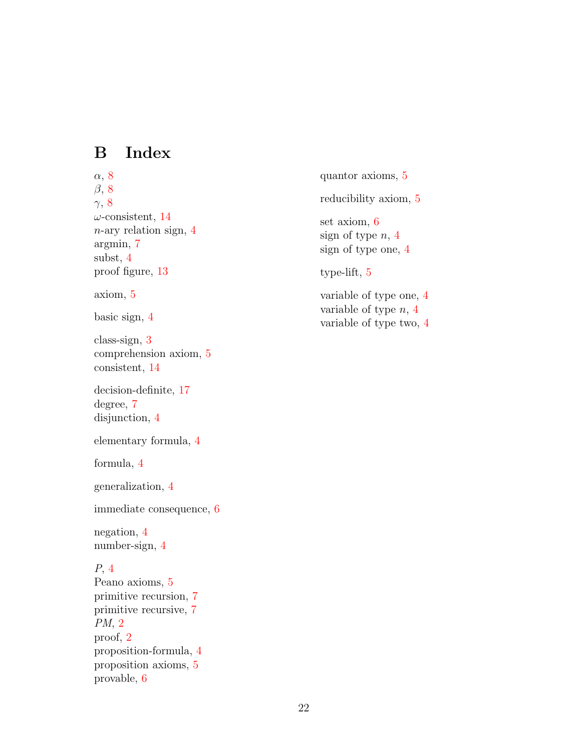# B Index

$\alpha$, 8
$\beta$, 8
$\gamma$, 8
$\omega$-consistent, 14
$n$-ary relation sign, 4
argmin, 7
subst, 4
proof figure, 13

axiom, 5

basic sign, 4

class-sign, 3
comprehension axiom, 5
consistent, 14

decision-definite, 17
degree, 7
disjunction, 4

elementary formula, 4

formula, 4

generalization, 4

immediate consequence, 6

negation, 4
number-sign, 4

*P*, 4
Peano axioms, 5
primitive recursion, 7
primitive recursive, 7
*PM*, 2
proof, 2
proposition-formula, 4
proposition axioms, 5
provable, 6

quantor axioms, 5

reducibility axiom, 5

set axiom, 6
sign of type $n$, 4
sign of type one, 4

type-lift, 5

variable of type one, 4
variable of type $n$, 4
variable of type two, 4